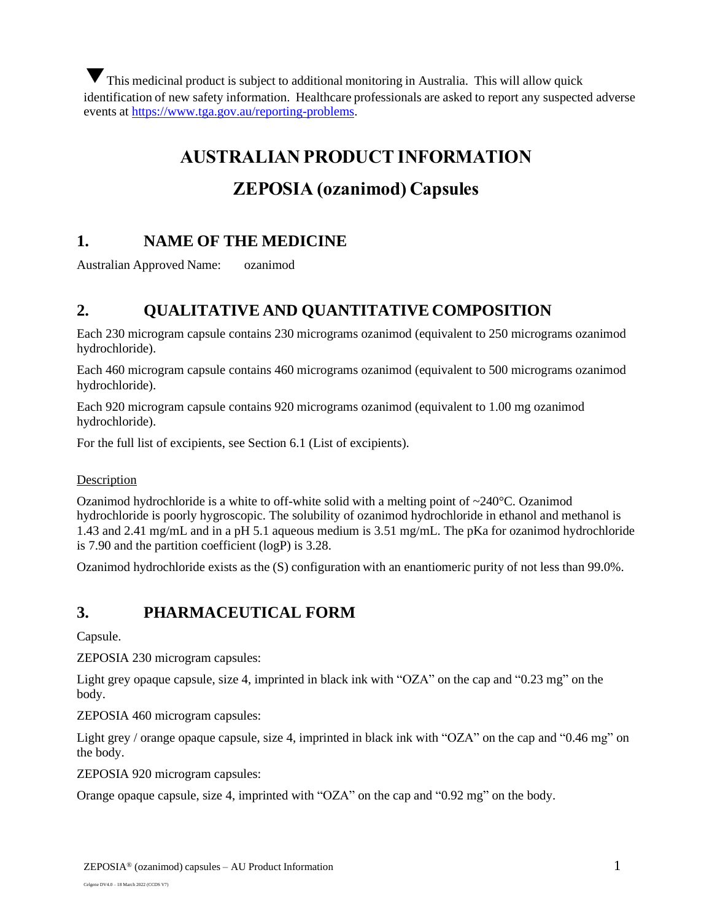▼ This medicinal product is subject to additional monitoring in Australia. This will allow quick identification of new safety information. Healthcare professionals are asked to report any suspected adverse events at https://www.tga.gov.au/reporting-problems.

# AUSTRALIAN PRODUCT INFORMATION

# ZEPOSIA (ozanimod) Capsules

## 1. NAME OF THE MEDICINE

Australian Approved Name: ozanimod

## 2. QUALITATIVE AND QUANTITATIVE COMPOSITION

Each 230 microgram capsule contains 230 micrograms ozanimod (equivalent to 250 micrograms ozanimod hydrochloride).

Each 460 microgram capsule contains 460 micrograms ozanimod (equivalent to 500 micrograms ozanimod hydrochloride).

Each 920 microgram capsule contains 920 micrograms ozanimod (equivalent to 1.00 mg ozanimod hydrochloride).

For the full list of excipients, see Section 6.1 (List of excipients).

Description

Ozanimod hydrochloride is a white to off-white solid with a melting point of ~240°C. Ozanimod hydrochloride is poorly hygroscopic. The solubility of ozanimod hydrochloride in ethanol and methanol is 1.43 and 2.41 mg/mL and in a pH 5.1 aqueous medium is 3.51 mg/mL. The pKa for ozanimod hydrochloride is 7.90 and the partition coefficient (logP) is 3.28.

Ozanimod hydrochloride exists as the (S) configuration with an enantiomeric purity of not less than 99.0%.

## 3. PHARMACEUTICAL FORM

Capsule.

ZEPOSIA 230 microgram capsules:

Light grey opaque capsule, size 4, imprinted in black ink with "OZA" on the cap and "0.23 mg" on the body.

ZEPOSIA 460 microgram capsules:

Light grey / orange opaque capsule, size 4, imprinted in black ink with "OZA" on the cap and "0.46 mg" on the body.

ZEPOSIA 920 microgram capsules:

Orange opaque capsule, size 4, imprinted with "OZA" on the cap and "0.92 mg" on the body.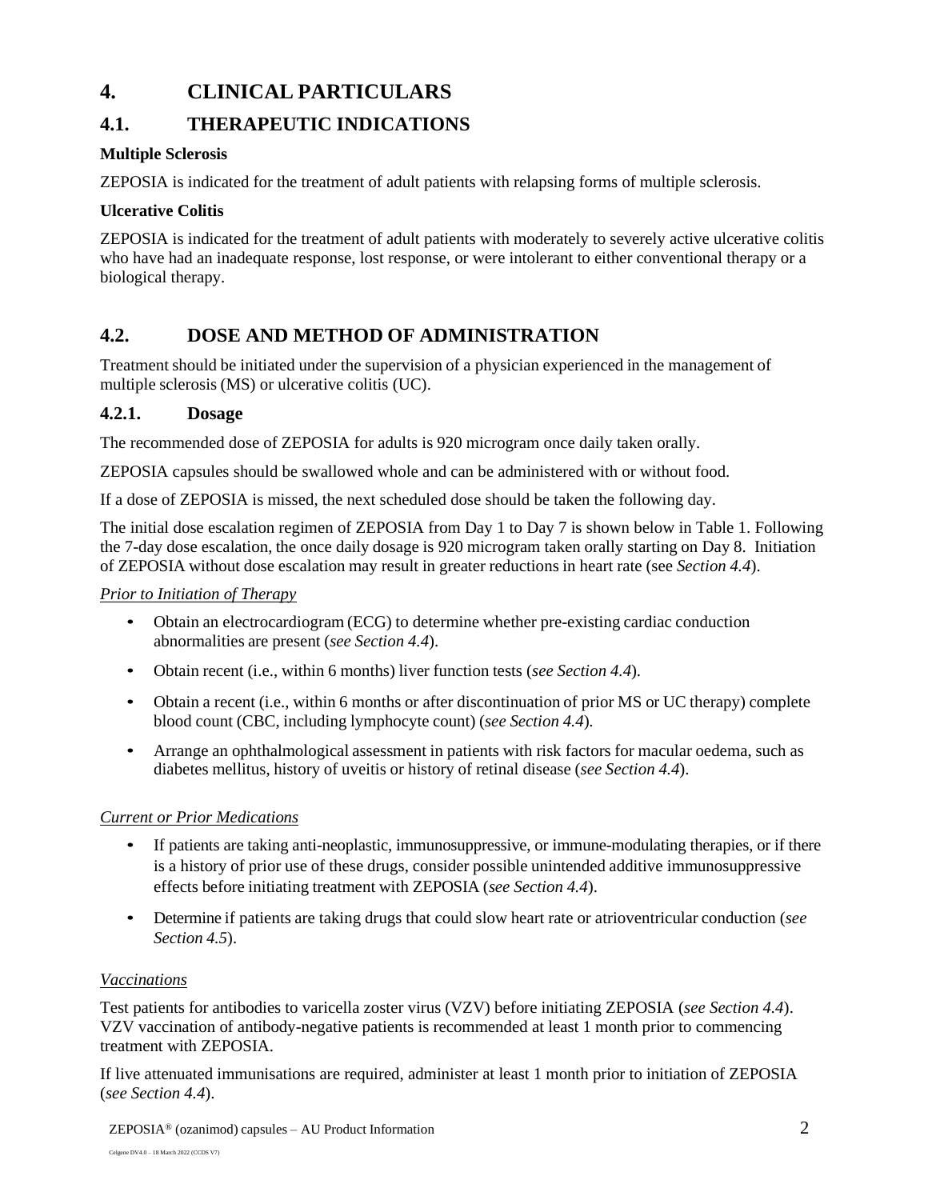# 4. CLINICAL PARTICULARS

## 4.1. THERAPEUTIC INDICATIONS

**Multiple Sclerosis**

ZEPOSIA is indicated for the treatment of adult patients with relapsing forms of multiple sclerosis.

**Ulcerative Colitis**

ZEPOSIA is indicated for the treatment of adult patients with moderately to severely active ulcerative colitis who have had an inadequate response, lost response, or were intolerant to either conventional therapy or a biological therapy.

## 4.2. DOSE AND METHOD OF ADMINISTRATION

Treatment should be initiated under the supervision of a physician experienced in the management of multiple sclerosis (MS) or ulcerative colitis (UC).

### 4.2.1. Dosage

The recommended dose of ZEPOSIA for adults is 920 microgram once daily taken orally.

ZEPOSIA capsules should be swallowed whole and can be administered with or without food.

If a dose of ZEPOSIA is missed, the next scheduled dose should be taken the following day.

The initial dose escalation regimen of ZEPOSIA from Day 1 to Day 7 is shown below in Table 1. Following the 7-day dose escalation, the once daily dosage is 920 microgram taken orally starting on Day 8. Initiation of ZEPOSIA without dose escalation may result in greater reductions in heart rate (see *Section 4.4*).

*Prior to Initiation of Therapy*

- Obtain an electrocardiogram (ECG) to determine whether pre-existing cardiac conduction abnormalities are present (*see Section 4.4*).
- Obtain recent (i.e., within 6 months) liver function tests (*see Section 4.4*).
- Obtain a recent (i.e., within 6 months or after discontinuation of prior MS or UC therapy) complete blood count (CBC, including lymphocyte count) (*see Section 4.4*).
- Arrange an ophthalmological assessment in patients with risk factors for macular oedema, such as diabetes mellitus, history of uveitis or history of retinal disease (*see Section 4.4*).

*Current or Prior Medications*

- If patients are taking anti-neoplastic, immunosuppressive, or immune-modulating therapies, or if there is a history of prior use of these drugs, consider possible unintended additive immunosuppressive effects before initiating treatment with ZEPOSIA (*see Section 4.4*).
- Determine if patients are taking drugs that could slow heart rate or atrioventricular conduction (*see Section 4.5*).

*Vaccinations*

Test patients for antibodies to varicella zoster virus (VZV) before initiating ZEPOSIA (*see Section 4.4*). VZV vaccination of antibody-negative patients is recommended at least 1 month prior to commencing treatment with ZEPOSIA.

If live attenuated immunisations are required, administer at least 1 month prior to initiation of ZEPOSIA (*see Section 4.4*).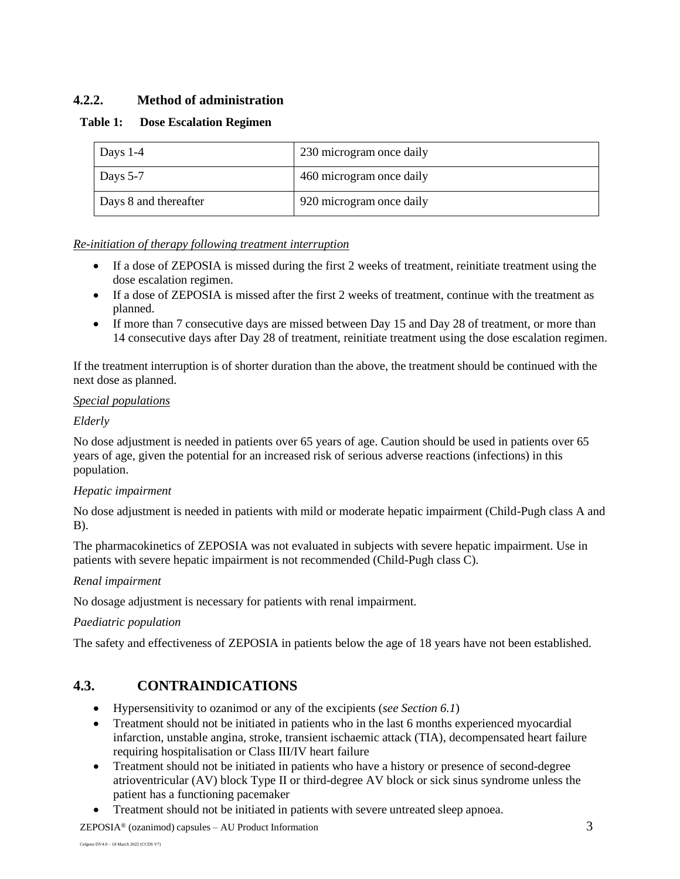### 4.2.2. Method of administration

**Table 1: Dose Escalation Regimen**

| Days 1-4 | 230 microgram once daily |
|---|---|
| Days 5-7 | 460 microgram once daily |
| Days 8 and thereafter | 920 microgram once daily |

*Re-initiation of therapy following treatment interruption*

- If a dose of ZEPOSIA is missed during the first 2 weeks of treatment, reinitiate treatment using the dose escalation regimen.
- If a dose of ZEPOSIA is missed after the first 2 weeks of treatment, continue with the treatment as planned.
- If more than 7 consecutive days are missed between Day 15 and Day 28 of treatment, or more than 14 consecutive days after Day 28 of treatment, reinitiate treatment using the dose escalation regimen.

If the treatment interruption is of shorter duration than the above, the treatment should be continued with the next dose as planned.

*Special populations*

*Elderly*

No dose adjustment is needed in patients over 65 years of age. Caution should be used in patients over 65 years of age, given the potential for an increased risk of serious adverse reactions (infections) in this population.

*Hepatic impairment*

No dose adjustment is needed in patients with mild or moderate hepatic impairment (Child-Pugh class A and B).

The pharmacokinetics of ZEPOSIA was not evaluated in subjects with severe hepatic impairment. Use in patients with severe hepatic impairment is not recommended (Child-Pugh class C).

*Renal impairment*

No dosage adjustment is necessary for patients with renal impairment.

*Paediatric population*

The safety and effectiveness of ZEPOSIA in patients below the age of 18 years have not been established.

## 4.3. CONTRAINDICATIONS

- Hypersensitivity to ozanimod or any of the excipients (*see Section 6.1*)
- Treatment should not be initiated in patients who in the last 6 months experienced myocardial infarction, unstable angina, stroke, transient ischaemic attack (TIA), decompensated heart failure requiring hospitalisation or Class III/IV heart failure
- Treatment should not be initiated in patients who have a history or presence of second-degree atrioventricular (AV) block Type II or third-degree AV block or sick sinus syndrome unless the patient has a functioning pacemaker
- Treatment should not be initiated in patients with severe untreated sleep apnoea.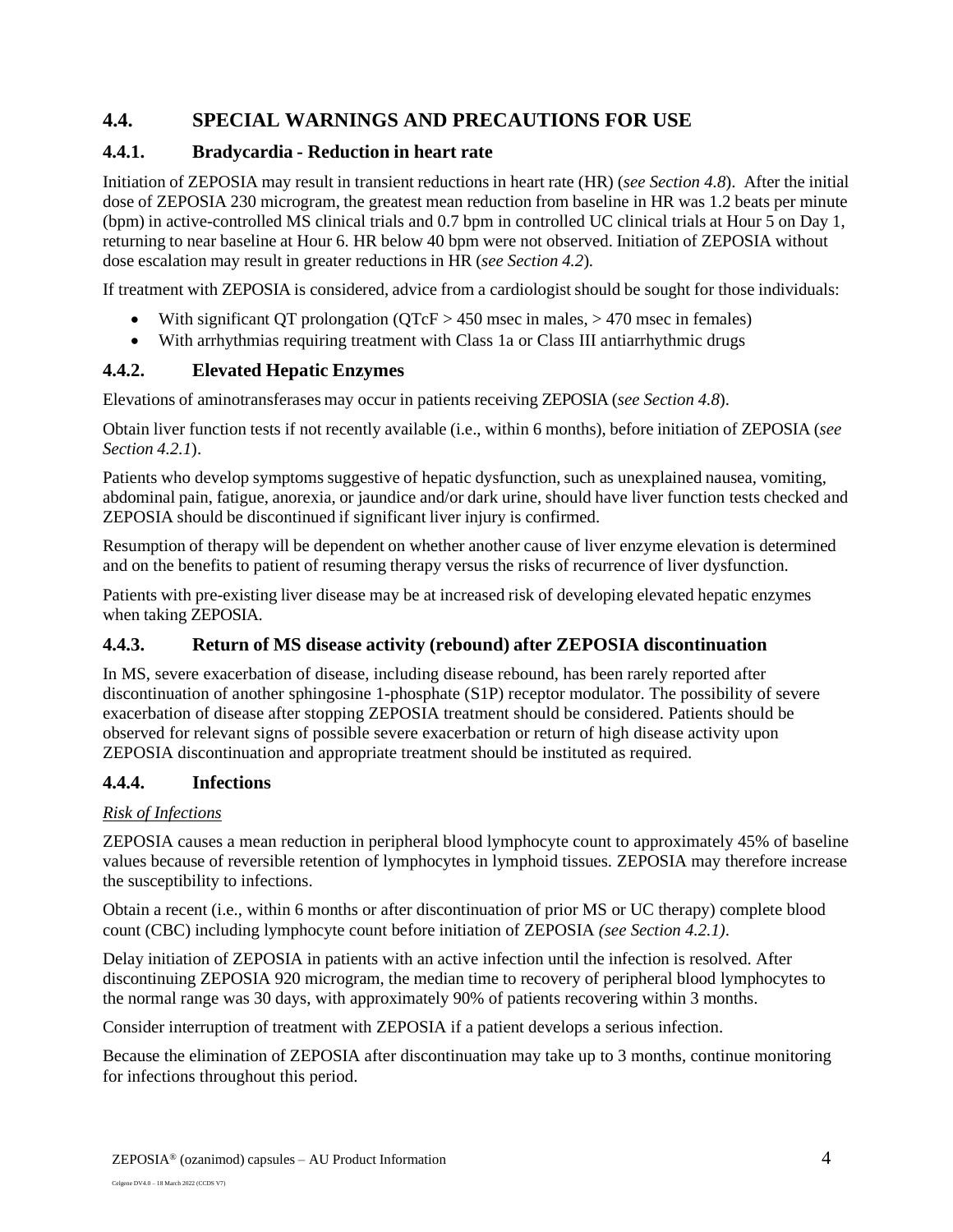## 4.4. SPECIAL WARNINGS AND PRECAUTIONS FOR USE

### 4.4.1. Bradycardia - Reduction in heart rate

Initiation of ZEPOSIA may result in transient reductions in heart rate (HR) (*see Section 4.8*). After the initial dose of ZEPOSIA 230 microgram, the greatest mean reduction from baseline in HR was 1.2 beats per minute (bpm) in active-controlled MS clinical trials and 0.7 bpm in controlled UC clinical trials at Hour 5 on Day 1, returning to near baseline at Hour 6. HR below 40 bpm were not observed. Initiation of ZEPOSIA without dose escalation may result in greater reductions in HR (*see Section 4.2*).

If treatment with ZEPOSIA is considered, advice from a cardiologist should be sought for those individuals:

- With significant QT prolongation (QTcF > 450 msec in males, > 470 msec in females)
- With arrhythmias requiring treatment with Class 1a or Class III antiarrhythmic drugs

### 4.4.2. Elevated Hepatic Enzymes

Elevations of aminotransferases may occur in patients receiving ZEPOSIA (*see Section 4.8*).

Obtain liver function tests if not recently available (i.e., within 6 months), before initiation of ZEPOSIA (*see Section 4.2.1*).

Patients who develop symptoms suggestive of hepatic dysfunction, such as unexplained nausea, vomiting, abdominal pain, fatigue, anorexia, or jaundice and/or dark urine, should have liver function tests checked and ZEPOSIA should be discontinued if significant liver injury is confirmed.

Resumption of therapy will be dependent on whether another cause of liver enzyme elevation is determined and on the benefits to patient of resuming therapy versus the risks of recurrence of liver dysfunction.

Patients with pre-existing liver disease may be at increased risk of developing elevated hepatic enzymes when taking ZEPOSIA.

### 4.4.3. Return of MS disease activity (rebound) after ZEPOSIA discontinuation

In MS, severe exacerbation of disease, including disease rebound, has been rarely reported after discontinuation of another sphingosine 1-phosphate (S1P) receptor modulator. The possibility of severe exacerbation of disease after stopping ZEPOSIA treatment should be considered. Patients should be observed for relevant signs of possible severe exacerbation or return of high disease activity upon ZEPOSIA discontinuation and appropriate treatment should be instituted as required.

### 4.4.4. Infections

*Risk of Infections*

ZEPOSIA causes a mean reduction in peripheral blood lymphocyte count to approximately 45% of baseline values because of reversible retention of lymphocytes in lymphoid tissues. ZEPOSIA may therefore increase the susceptibility to infections.

Obtain a recent (i.e., within 6 months or after discontinuation of prior MS or UC therapy) complete blood count (CBC) including lymphocyte count before initiation of ZEPOSIA *(see Section 4.2.1)*.

Delay initiation of ZEPOSIA in patients with an active infection until the infection is resolved. After discontinuing ZEPOSIA 920 microgram, the median time to recovery of peripheral blood lymphocytes to the normal range was 30 days, with approximately 90% of patients recovering within 3 months.

Consider interruption of treatment with ZEPOSIA if a patient develops a serious infection.

Because the elimination of ZEPOSIA after discontinuation may take up to 3 months, continue monitoring for infections throughout this period.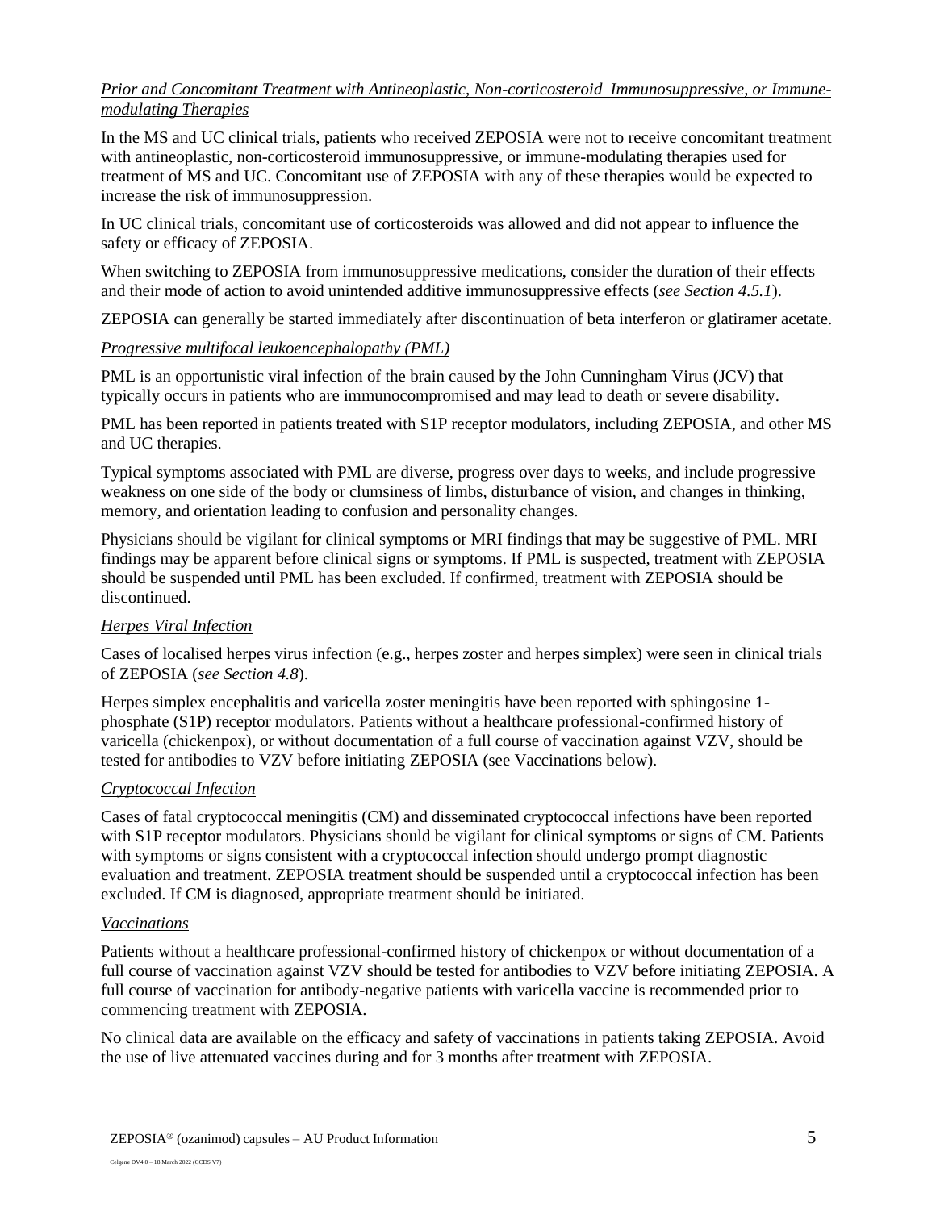*Prior and Concomitant Treatment with Antineoplastic, Non-corticosteroid Immunosuppressive, or Immune-modulating Therapies*

In the MS and UC clinical trials, patients who received ZEPOSIA were not to receive concomitant treatment with antineoplastic, non-corticosteroid immunosuppressive, or immune-modulating therapies used for treatment of MS and UC. Concomitant use of ZEPOSIA with any of these therapies would be expected to increase the risk of immunosuppression.

In UC clinical trials, concomitant use of corticosteroids was allowed and did not appear to influence the safety or efficacy of ZEPOSIA.

When switching to ZEPOSIA from immunosuppressive medications, consider the duration of their effects and their mode of action to avoid unintended additive immunosuppressive effects (*see Section 4.5.1*).

ZEPOSIA can generally be started immediately after discontinuation of beta interferon or glatiramer acetate.

*Progressive multifocal leukoencephalopathy (PML)*

PML is an opportunistic viral infection of the brain caused by the John Cunningham Virus (JCV) that typically occurs in patients who are immunocompromised and may lead to death or severe disability.

PML has been reported in patients treated with S1P receptor modulators, including ZEPOSIA, and other MS and UC therapies.

Typical symptoms associated with PML are diverse, progress over days to weeks, and include progressive weakness on one side of the body or clumsiness of limbs, disturbance of vision, and changes in thinking, memory, and orientation leading to confusion and personality changes.

Physicians should be vigilant for clinical symptoms or MRI findings that may be suggestive of PML. MRI findings may be apparent before clinical signs or symptoms. If PML is suspected, treatment with ZEPOSIA should be suspended until PML has been excluded. If confirmed, treatment with ZEPOSIA should be discontinued.

*Herpes Viral Infection*

Cases of localised herpes virus infection (e.g., herpes zoster and herpes simplex) were seen in clinical trials of ZEPOSIA (*see Section 4.8*).

Herpes simplex encephalitis and varicella zoster meningitis have been reported with sphingosine 1-phosphate (S1P) receptor modulators. Patients without a healthcare professional-confirmed history of varicella (chickenpox), or without documentation of a full course of vaccination against VZV, should be tested for antibodies to VZV before initiating ZEPOSIA (see Vaccinations below).

*Cryptococcal Infection*

Cases of fatal cryptococcal meningitis (CM) and disseminated cryptococcal infections have been reported with S1P receptor modulators. Physicians should be vigilant for clinical symptoms or signs of CM. Patients with symptoms or signs consistent with a cryptococcal infection should undergo prompt diagnostic evaluation and treatment. ZEPOSIA treatment should be suspended until a cryptococcal infection has been excluded. If CM is diagnosed, appropriate treatment should be initiated.

*Vaccinations*

Patients without a healthcare professional-confirmed history of chickenpox or without documentation of a full course of vaccination against VZV should be tested for antibodies to VZV before initiating ZEPOSIA. A full course of vaccination for antibody-negative patients with varicella vaccine is recommended prior to commencing treatment with ZEPOSIA.

No clinical data are available on the efficacy and safety of vaccinations in patients taking ZEPOSIA. Avoid the use of live attenuated vaccines during and for 3 months after treatment with ZEPOSIA.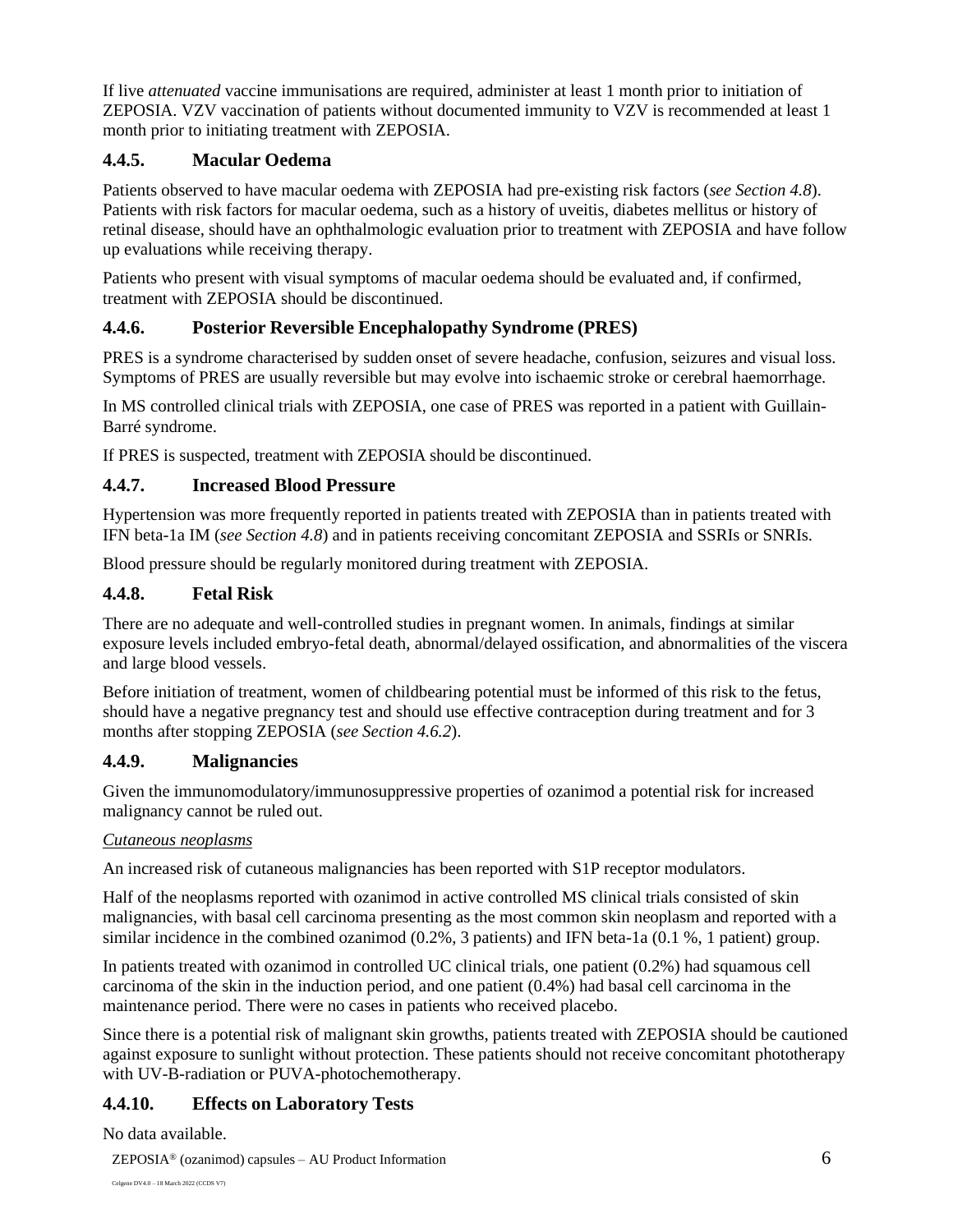If live *attenuated* vaccine immunisations are required, administer at least 1 month prior to initiation of ZEPOSIA. VZV vaccination of patients without documented immunity to VZV is recommended at least 1 month prior to initiating treatment with ZEPOSIA.

### 4.4.5. Macular Oedema

Patients observed to have macular oedema with ZEPOSIA had pre-existing risk factors (*see Section 4.8*). Patients with risk factors for macular oedema, such as a history of uveitis, diabetes mellitus or history of retinal disease, should have an ophthalmologic evaluation prior to treatment with ZEPOSIA and have follow up evaluations while receiving therapy.

Patients who present with visual symptoms of macular oedema should be evaluated and, if confirmed, treatment with ZEPOSIA should be discontinued.

### 4.4.6. Posterior Reversible Encephalopathy Syndrome (PRES)

PRES is a syndrome characterised by sudden onset of severe headache, confusion, seizures and visual loss. Symptoms of PRES are usually reversible but may evolve into ischaemic stroke or cerebral haemorrhage.

In MS controlled clinical trials with ZEPOSIA, one case of PRES was reported in a patient with Guillain-Barré syndrome.

If PRES is suspected, treatment with ZEPOSIA should be discontinued.

### 4.4.7. Increased Blood Pressure

Hypertension was more frequently reported in patients treated with ZEPOSIA than in patients treated with IFN beta-1a IM (*see Section 4.8*) and in patients receiving concomitant ZEPOSIA and SSRIs or SNRIs.

Blood pressure should be regularly monitored during treatment with ZEPOSIA.

### 4.4.8. Fetal Risk

There are no adequate and well-controlled studies in pregnant women. In animals, findings at similar exposure levels included embryo-fetal death, abnormal/delayed ossification, and abnormalities of the viscera and large blood vessels.

Before initiation of treatment, women of childbearing potential must be informed of this risk to the fetus, should have a negative pregnancy test and should use effective contraception during treatment and for 3 months after stopping ZEPOSIA (*see Section 4.6.2*).

### 4.4.9. Malignancies

Given the immunomodulatory/immunosuppressive properties of ozanimod a potential risk for increased malignancy cannot be ruled out.

*Cutaneous neoplasms*

An increased risk of cutaneous malignancies has been reported with S1P receptor modulators.

Half of the neoplasms reported with ozanimod in active controlled MS clinical trials consisted of skin malignancies, with basal cell carcinoma presenting as the most common skin neoplasm and reported with a similar incidence in the combined ozanimod (0.2%, 3 patients) and IFN beta-1a (0.1 %, 1 patient) group.

In patients treated with ozanimod in controlled UC clinical trials, one patient (0.2%) had squamous cell carcinoma of the skin in the induction period, and one patient (0.4%) had basal cell carcinoma in the maintenance period. There were no cases in patients who received placebo.

Since there is a potential risk of malignant skin growths, patients treated with ZEPOSIA should be cautioned against exposure to sunlight without protection. These patients should not receive concomitant phototherapy with UV-B-radiation or PUVA-photochemotherapy.

### 4.4.10. Effects on Laboratory Tests

No data available.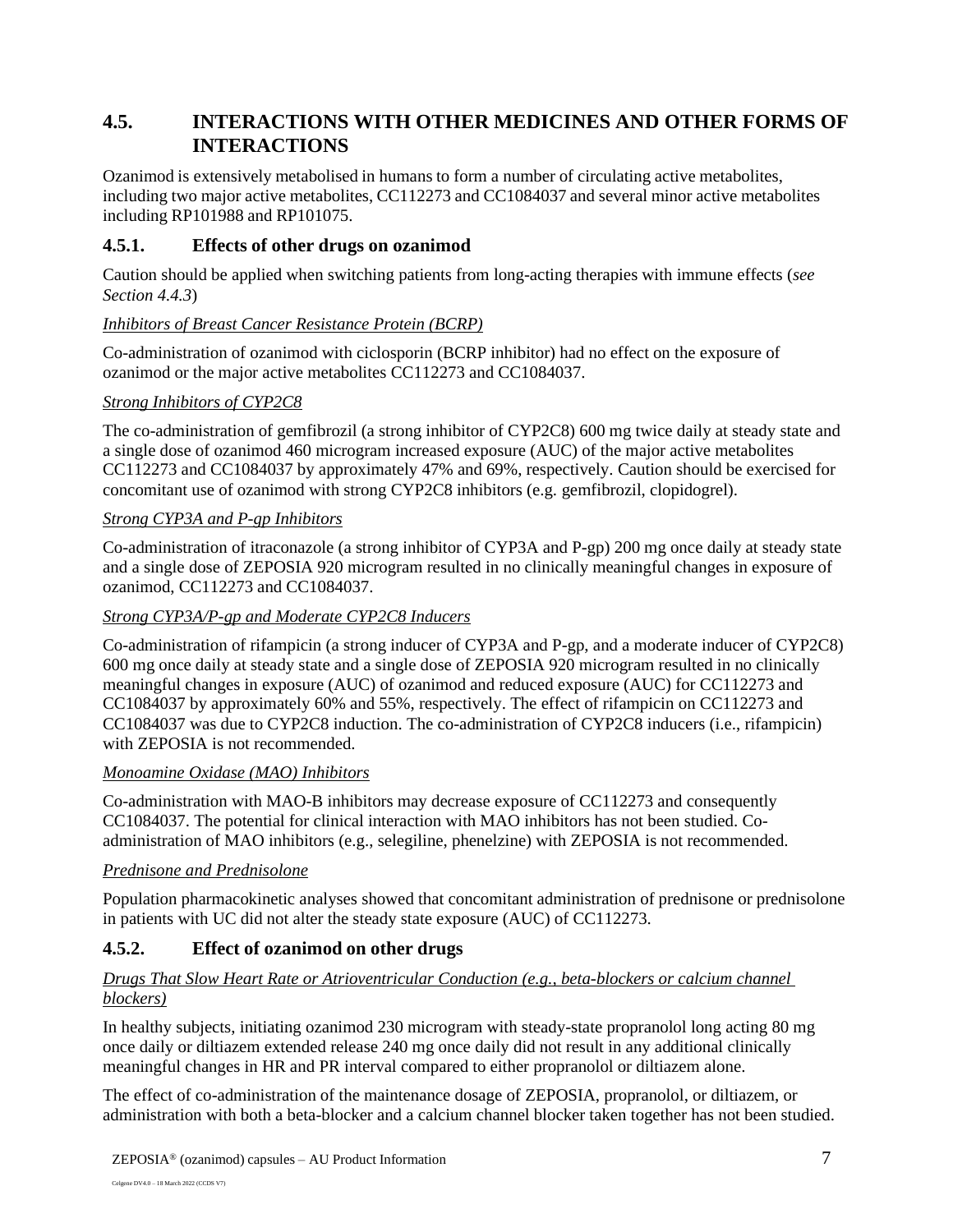## 4.5. INTERACTIONS WITH OTHER MEDICINES AND OTHER FORMS OF INTERACTIONS

Ozanimod is extensively metabolised in humans to form a number of circulating active metabolites, including two major active metabolites, CC112273 and CC1084037 and several minor active metabolites including RP101988 and RP101075.

### 4.5.1. Effects of other drugs on ozanimod

Caution should be applied when switching patients from long-acting therapies with immune effects (*see Section 4.4.3*)

*Inhibitors of Breast Cancer Resistance Protein (BCRP)*

Co-administration of ozanimod with ciclosporin (BCRP inhibitor) had no effect on the exposure of ozanimod or the major active metabolites CC112273 and CC1084037.

*Strong Inhibitors of CYP2C8*

The co-administration of gemfibrozil (a strong inhibitor of CYP2C8) 600 mg twice daily at steady state and a single dose of ozanimod 460 microgram increased exposure (AUC) of the major active metabolites CC112273 and CC1084037 by approximately 47% and 69%, respectively. Caution should be exercised for concomitant use of ozanimod with strong CYP2C8 inhibitors (e.g. gemfibrozil, clopidogrel).

*Strong CYP3A and P-gp Inhibitors*

Co-administration of itraconazole (a strong inhibitor of CYP3A and P-gp) 200 mg once daily at steady state and a single dose of ZEPOSIA 920 microgram resulted in no clinically meaningful changes in exposure of ozanimod, CC112273 and CC1084037.

*Strong CYP3A/P-gp and Moderate CYP2C8 Inducers*

Co-administration of rifampicin (a strong inducer of CYP3A and P-gp, and a moderate inducer of CYP2C8) 600 mg once daily at steady state and a single dose of ZEPOSIA 920 microgram resulted in no clinically meaningful changes in exposure (AUC) of ozanimod and reduced exposure (AUC) for CC112273 and CC1084037 by approximately 60% and 55%, respectively. The effect of rifampicin on CC112273 and CC1084037 was due to CYP2C8 induction. The co-administration of CYP2C8 inducers (i.e., rifampicin) with ZEPOSIA is not recommended.

*Monoamine Oxidase (MAO) Inhibitors*

Co-administration with MAO-B inhibitors may decrease exposure of CC112273 and consequently CC1084037. The potential for clinical interaction with MAO inhibitors has not been studied. Co-administration of MAO inhibitors (e.g., selegiline, phenelzine) with ZEPOSIA is not recommended.

*Prednisone and Prednisolone*

Population pharmacokinetic analyses showed that concomitant administration of prednisone or prednisolone in patients with UC did not alter the steady state exposure (AUC) of CC112273.

### 4.5.2. Effect of ozanimod on other drugs

*Drugs That Slow Heart Rate or Atrioventricular Conduction (e.g., beta-blockers or calcium channel blockers)*

In healthy subjects, initiating ozanimod 230 microgram with steady-state propranolol long acting 80 mg once daily or diltiazem extended release 240 mg once daily did not result in any additional clinically meaningful changes in HR and PR interval compared to either propranolol or diltiazem alone.

The effect of co-administration of the maintenance dosage of ZEPOSIA, propranolol, or diltiazem, or administration with both a beta-blocker and a calcium channel blocker taken together has not been studied.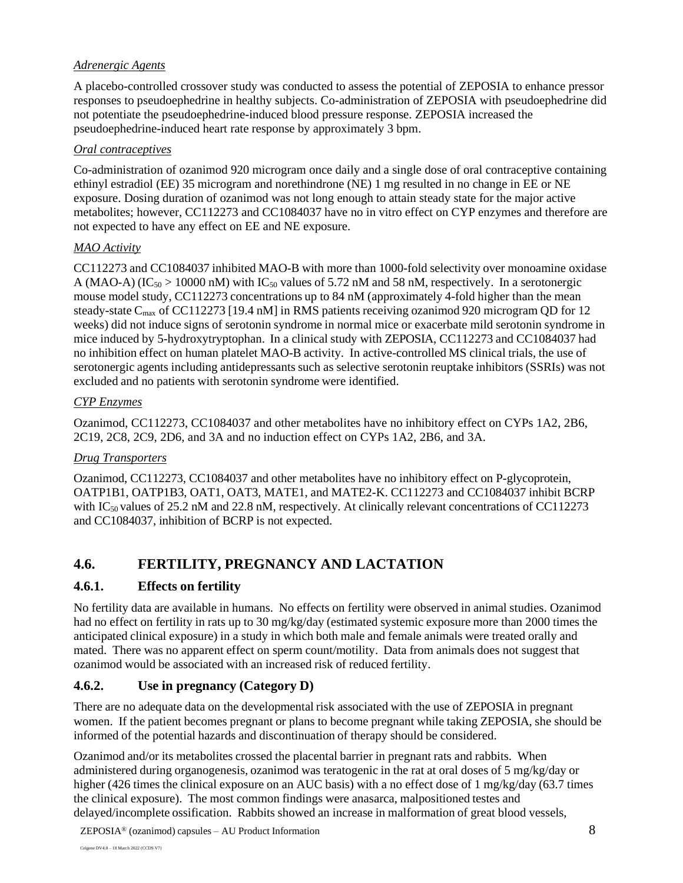*Adrenergic Agents*

A placebo-controlled crossover study was conducted to assess the potential of ZEPOSIA to enhance pressor responses to pseudoephedrine in healthy subjects. Co-administration of ZEPOSIA with pseudoephedrine did not potentiate the pseudoephedrine-induced blood pressure response. ZEPOSIA increased the pseudoephedrine-induced heart rate response by approximately 3 bpm.

*Oral contraceptives*

Co-administration of ozanimod 920 microgram once daily and a single dose of oral contraceptive containing ethinyl estradiol (EE) 35 microgram and norethindrone (NE) 1 mg resulted in no change in EE or NE exposure. Dosing duration of ozanimod was not long enough to attain steady state for the major active metabolites; however, CC112273 and CC1084037 have no in vitro effect on CYP enzymes and therefore are not expected to have any effect on EE and NE exposure.

*MAO Activity*

CC112273 and CC1084037 inhibited MAO-B with more than 1000-fold selectivity over monoamine oxidase A (MAO-A) ($IC_{50}$ > 10000 nM) with $IC_{50}$ values of 5.72 nM and 58 nM, respectively. In a serotonergic mouse model study, CC112273 concentrations up to 84 nM (approximately 4-fold higher than the mean steady-state $C_{max}$ of CC112273 [19.4 nM] in RMS patients receiving ozanimod 920 microgram QD for 12 weeks) did not induce signs of serotonin syndrome in normal mice or exacerbate mild serotonin syndrome in mice induced by 5-hydroxytryptophan. In a clinical study with ZEPOSIA, CC112273 and CC1084037 had no inhibition effect on human platelet MAO-B activity. In active-controlled MS clinical trials, the use of serotonergic agents including antidepressants such as selective serotonin reuptake inhibitors (SSRIs) was not excluded and no patients with serotonin syndrome were identified.

*CYP Enzymes*

Ozanimod, CC112273, CC1084037 and other metabolites have no inhibitory effect on CYPs 1A2, 2B6, 2C19, 2C8, 2C9, 2D6, and 3A and no induction effect on CYPs 1A2, 2B6, and 3A.

*Drug Transporters*

Ozanimod, CC112273, CC1084037 and other metabolites have no inhibitory effect on P-glycoprotein, OATP1B1, OATP1B3, OAT1, OAT3, MATE1, and MATE2-K. CC112273 and CC1084037 inhibit BCRP with $IC_{50}$ values of 25.2 nM and 22.8 nM, respectively. At clinically relevant concentrations of CC112273 and CC1084037, inhibition of BCRP is not expected.

## 4.6. FERTILITY, PREGNANCY AND LACTATION

### 4.6.1. Effects on fertility

No fertility data are available in humans. No effects on fertility were observed in animal studies. Ozanimod had no effect on fertility in rats up to 30 mg/kg/day (estimated systemic exposure more than 2000 times the anticipated clinical exposure) in a study in which both male and female animals were treated orally and mated. There was no apparent effect on sperm count/motility. Data from animals does not suggest that ozanimod would be associated with an increased risk of reduced fertility.

### 4.6.2. Use in pregnancy (Category D)

There are no adequate data on the developmental risk associated with the use of ZEPOSIA in pregnant women. If the patient becomes pregnant or plans to become pregnant while taking ZEPOSIA, she should be informed of the potential hazards and discontinuation of therapy should be considered.

Ozanimod and/or its metabolites crossed the placental barrier in pregnant rats and rabbits. When administered during organogenesis, ozanimod was teratogenic in the rat at oral doses of 5 mg/kg/day or higher (426 times the clinical exposure on an AUC basis) with a no effect dose of 1 mg/kg/day (63.7 times the clinical exposure). The most common findings were anasarca, malpositioned testes and delayed/incomplete ossification. Rabbits showed an increase in malformation of great blood vessels,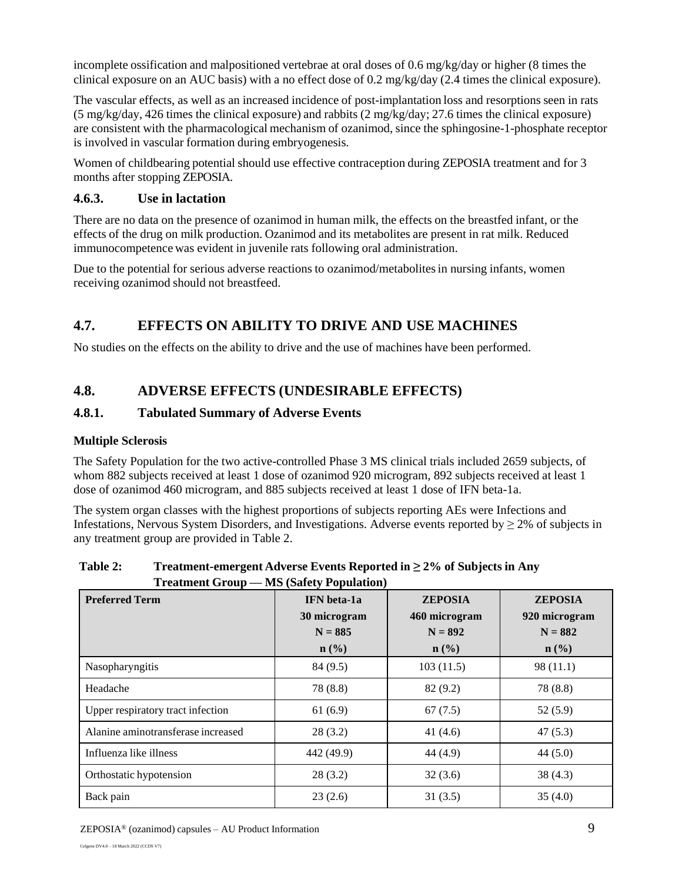incomplete ossification and malpositioned vertebrae at oral doses of 0.6 mg/kg/day or higher (8 times the clinical exposure on an AUC basis) with a no effect dose of 0.2 mg/kg/day (2.4 times the clinical exposure).

The vascular effects, as well as an increased incidence of post-implantation loss and resorptions seen in rats (5 mg/kg/day, 426 times the clinical exposure) and rabbits (2 mg/kg/day; 27.6 times the clinical exposure) are consistent with the pharmacological mechanism of ozanimod, since the sphingosine-1-phosphate receptor is involved in vascular formation during embryogenesis.

Women of childbearing potential should use effective contraception during ZEPOSIA treatment and for 3 months after stopping ZEPOSIA.

### 4.6.3. Use in lactation

There are no data on the presence of ozanimod in human milk, the effects on the breastfed infant, or the effects of the drug on milk production. Ozanimod and its metabolites are present in rat milk. Reduced immunocompetence was evident in juvenile rats following oral administration.

Due to the potential for serious adverse reactions to ozanimod/metabolites in nursing infants, women receiving ozanimod should not breastfeed.

## 4.7. EFFECTS ON ABILITY TO DRIVE AND USE MACHINES

No studies on the effects on the ability to drive and the use of machines have been performed.

## 4.8. ADVERSE EFFECTS (UNDESIRABLE EFFECTS)

### 4.8.1. Tabulated Summary of Adverse Events

**Multiple Sclerosis**

The Safety Population for the two active-controlled Phase 3 MS clinical trials included 2659 subjects, of whom 882 subjects received at least 1 dose of ozanimod 920 microgram, 892 subjects received at least 1 dose of ozanimod 460 microgram, and 885 subjects received at least 1 dose of IFN beta-1a.

The system organ classes with the highest proportions of subjects reporting AEs were Infections and Infestations, Nervous System Disorders, and Investigations. Adverse events reported by ≥ 2% of subjects in any treatment group are provided in Table 2.

**Table 2: Treatment-emergent Adverse Events Reported in ≥ 2% of Subjects in Any Treatment Group — MS (Safety Population)**

| Preferred Term | IFN beta-1a 30 microgram N = 885 n (%) | ZEPOSIA 460 microgram N = 892 n (%) | ZEPOSIA 920 microgram N = 882 n (%) |
|---|---|---|---|
| Nasopharyngitis | 84 (9.5) | 103 (11.5) | 98 (11.1) |
| Headache | 78 (8.8) | 82 (9.2) | 78 (8.8) |
| Upper respiratory tract infection | 61 (6.9) | 67 (7.5) | 52 (5.9) |
| Alanine aminotransferase increased | 28 (3.2) | 41 (4.6) | 47 (5.3) |
| Influenza like illness | 442 (49.9) | 44 (4.9) | 44 (5.0) |
| Orthostatic hypotension | 28 (3.2) | 32 (3.6) | 38 (4.3) |
| Back pain | 23 (2.6) | 31 (3.5) | 35 (4.0) |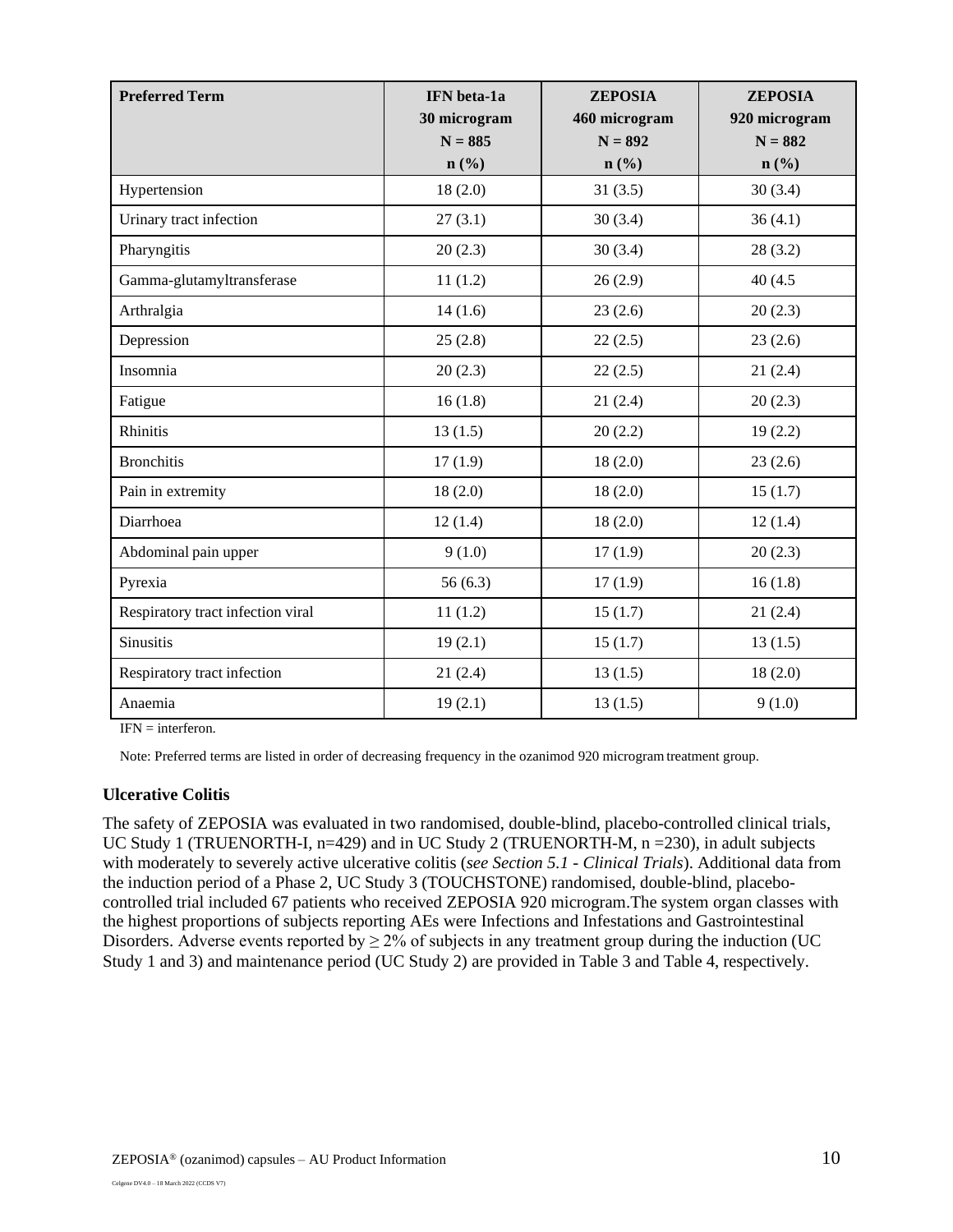| Preferred Term | IFN beta-1a 30 microgram N = 885 n (%) | ZEPOSIA 460 microgram N = 892 n (%) | ZEPOSIA 920 microgram N = 882 n (%) |
|---|---|---|---|
| Hypertension | 18 (2.0) | 31 (3.5) | 30 (3.4) |
| Urinary tract infection | 27 (3.1) | 30 (3.4) | 36 (4.1) |
| Pharyngitis | 20 (2.3) | 30 (3.4) | 28 (3.2) |
| Gamma-glutamyltransferase | 11 (1.2) | 26 (2.9) | 40 (4.5 |
| Arthralgia | 14 (1.6) | 23 (2.6) | 20 (2.3) |
| Depression | 25 (2.8) | 22 (2.5) | 23 (2.6) |
| Insomnia | 20 (2.3) | 22 (2.5) | 21 (2.4) |
| Fatigue | 16 (1.8) | 21 (2.4) | 20 (2.3) |
| Rhinitis | 13 (1.5) | 20 (2.2) | 19 (2.2) |
| Bronchitis | 17 (1.9) | 18 (2.0) | 23 (2.6) |
| Pain in extremity | 18 (2.0) | 18 (2.0) | 15 (1.7) |
| Diarrhoea | 12 (1.4) | 18 (2.0) | 12 (1.4) |
| Abdominal pain upper | 9 (1.0) | 17 (1.9) | 20 (2.3) |
| Pyrexia | 56 (6.3) | 17 (1.9) | 16 (1.8) |
| Respiratory tract infection viral | 11 (1.2) | 15 (1.7) | 21 (2.4) |
| Sinusitis | 19 (2.1) | 15 (1.7) | 13 (1.5) |
| Respiratory tract infection | 21 (2.4) | 13 (1.5) | 18 (2.0) |
| Anaemia | 19 (2.1) | 13 (1.5) | 9 (1.0) |

IFN = interferon.

Note: Preferred terms are listed in order of decreasing frequency in the ozanimod 920 microgram treatment group.

**Ulcerative Colitis**

The safety of ZEPOSIA was evaluated in two randomised, double-blind, placebo-controlled clinical trials, UC Study 1 (TRUENORTH-I, n=429) and in UC Study 2 (TRUENORTH-M, n =230), in adult subjects with moderately to severely active ulcerative colitis (*see Section 5.1 - Clinical Trials*). Additional data from the induction period of a Phase 2, UC Study 3 (TOUCHSTONE) randomised, double-blind, placebo-controlled trial included 67 patients who received ZEPOSIA 920 microgram.The system organ classes with the highest proportions of subjects reporting AEs were Infections and Infestations and Gastrointestinal Disorders. Adverse events reported by ≥ 2% of subjects in any treatment group during the induction (UC Study 1 and 3) and maintenance period (UC Study 2) are provided in Table 3 and Table 4, respectively.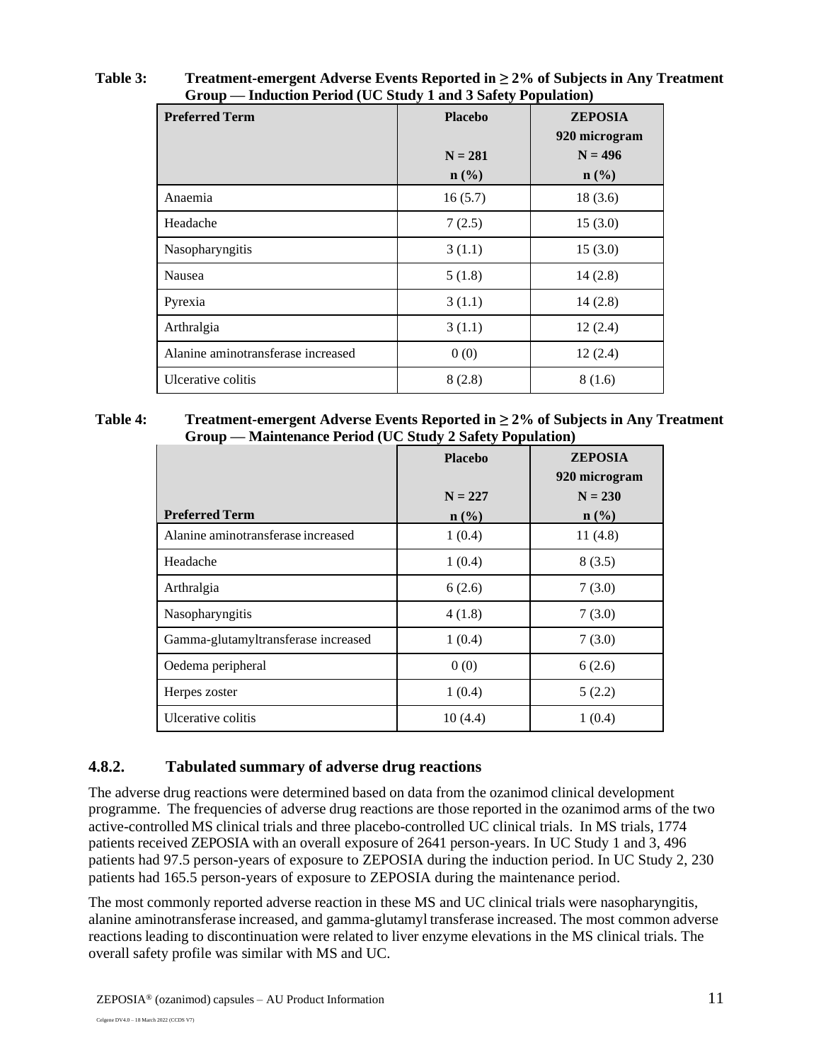**Table 3: Treatment-emergent Adverse Events Reported in ≥ 2% of Subjects in Any Treatment Group — Induction Period (UC Study 1 and 3 Safety Population)**

| Preferred Term | Placebo<br>N = 281<br>n (%) | ZEPOSIA<br>920 microgram<br>N = 496<br>n (%) |
|---|---|---|
| Anaemia | 16 (5.7) | 18 (3.6) |
| Headache | 7 (2.5) | 15 (3.0) |
| Nasopharyngitis | 3 (1.1) | 15 (3.0) |
| Nausea | 5 (1.8) | 14 (2.8) |
| Pyrexia | 3 (1.1) | 14 (2.8) |
| Arthralgia | 3 (1.1) | 12 (2.4) |
| Alanine aminotransferase increased | 0 (0) | 12 (2.4) |
| Ulcerative colitis | 8 (2.8) | 8 (1.6) |

**Table 4: Treatment-emergent Adverse Events Reported in ≥ 2% of Subjects in Any Treatment Group — Maintenance Period (UC Study 2 Safety Population)**

| Preferred Term | Placebo<br>N = 227<br>n (%) | ZEPOSIA<br>920 microgram<br>N = 230<br>n (%) |
|---|---|---|
| Alanine aminotransferase increased | 1 (0.4) | 11 (4.8) |
| Headache | 1 (0.4) | 8 (3.5) |
| Arthralgia | 6 (2.6) | 7 (3.0) |
| Nasopharyngitis | 4 (1.8) | 7 (3.0) |
| Gamma-glutamyltransferase increased | 1 (0.4) | 7 (3.0) |
| Oedema peripheral | 0 (0) | 6 (2.6) |
| Herpes zoster | 1 (0.4) | 5 (2.2) |
| Ulcerative colitis | 10 (4.4) | 1 (0.4) |

### 4.8.2. Tabulated summary of adverse drug reactions

The adverse drug reactions were determined based on data from the ozanimod clinical development programme. The frequencies of adverse drug reactions are those reported in the ozanimod arms of the two active-controlled MS clinical trials and three placebo-controlled UC clinical trials. In MS trials, 1774 patients received ZEPOSIA with an overall exposure of 2641 person-years. In UC Study 1 and 3, 496 patients had 97.5 person-years of exposure to ZEPOSIA during the induction period. In UC Study 2, 230 patients had 165.5 person-years of exposure to ZEPOSIA during the maintenance period.

The most commonly reported adverse reaction in these MS and UC clinical trials were nasopharyngitis, alanine aminotransferase increased, and gamma-glutamyl transferase increased. The most common adverse reactions leading to discontinuation were related to liver enzyme elevations in the MS clinical trials. The overall safety profile was similar with MS and UC.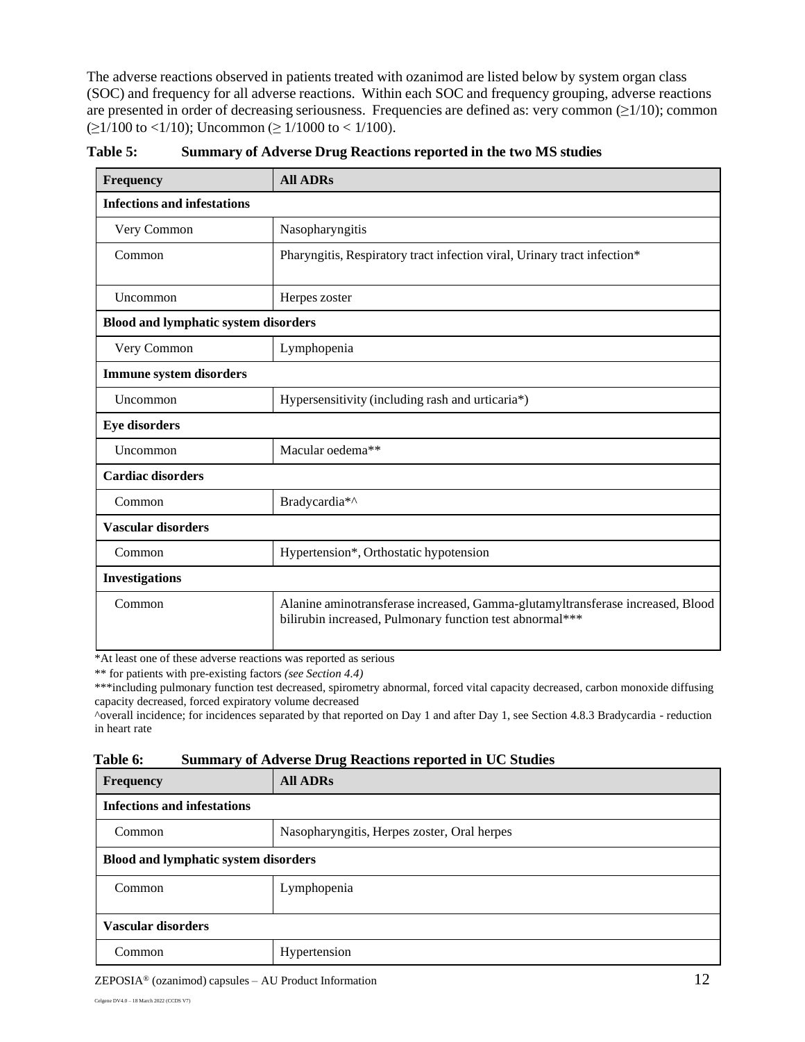The adverse reactions observed in patients treated with ozanimod are listed below by system organ class (SOC) and frequency for all adverse reactions. Within each SOC and frequency grouping, adverse reactions are presented in order of decreasing seriousness. Frequencies are defined as: very common (≥1/10); common (≥1/100 to <1/10); Uncommon (≥ 1/1000 to < 1/100).

**Table 5: Summary of Adverse Drug Reactions reported in the two MS studies**

| Frequency | All ADRs |
|---|---|
| **Infections and infestations** | |
| Very Common | Nasopharyngitis |
| Common | Pharyngitis, Respiratory tract infection viral, Urinary tract infection* |
| Uncommon | Herpes zoster |
| **Blood and lymphatic system disorders** | |
| Very Common | Lymphopenia |
| **Immune system disorders** | |
| Uncommon | Hypersensitivity (including rash and urticaria*) |
| **Eye disorders** | |
| Uncommon | Macular oedema** |
| **Cardiac disorders** | |
| Common | Bradycardia*^ |
| **Vascular disorders** | |
| Common | Hypertension*, Orthostatic hypotension |
| **Investigations** | |
| Common | Alanine aminotransferase increased, Gamma-glutamyltransferase increased, Blood bilirubin increased, Pulmonary function test abnormal*** |

*At least one of these adverse reactions was reported as serious

** for patients with pre-existing factors *(see Section 4.4)*

***including pulmonary function test decreased, spirometry abnormal, forced vital capacity decreased, carbon monoxide diffusing capacity decreased, forced expiratory volume decreased

^overall incidence; for incidences separated by that reported on Day 1 and after Day 1, see Section 4.8.3 Bradycardia - reduction in heart rate

**Table 6: Summary of Adverse Drug Reactions reported in UC Studies**

| Frequency | All ADRs |
|---|---|
| **Infections and infestations** | |
| Common | Nasopharyngitis, Herpes zoster, Oral herpes |
| **Blood and lymphatic system disorders** | |
| Common | Lymphopenia |
| **Vascular disorders** | |
| Common | Hypertension |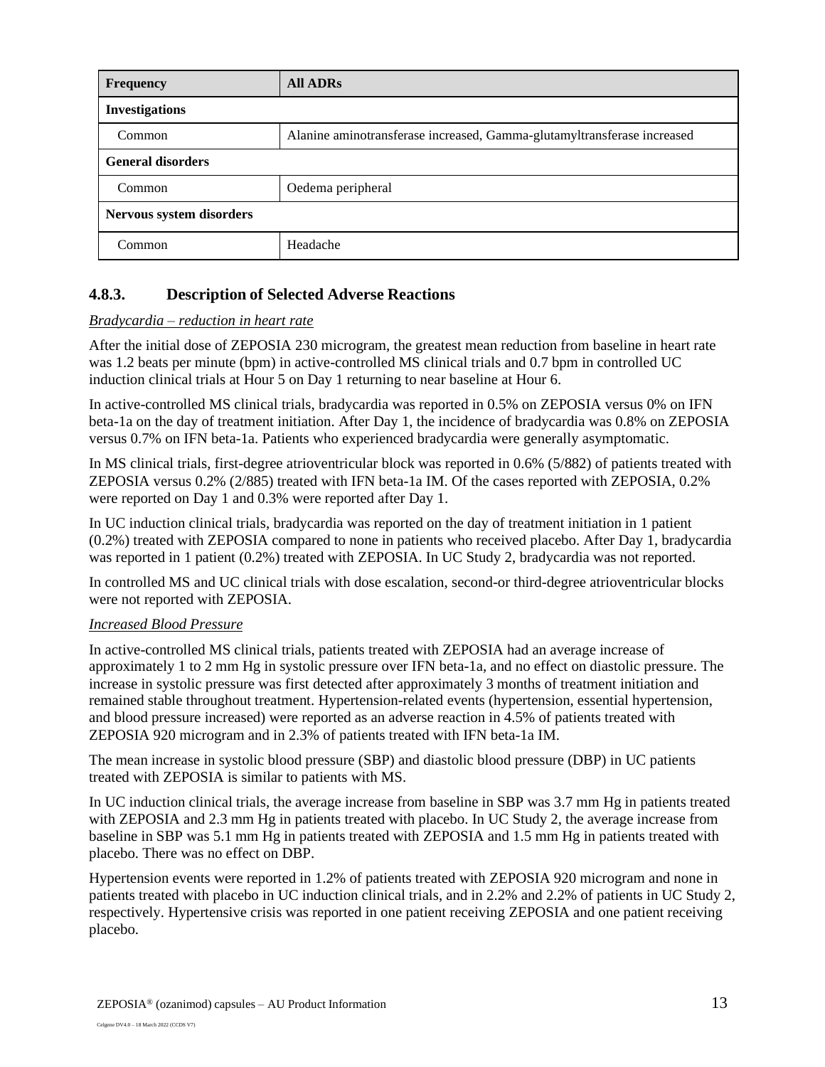| Frequency | All ADRs |
| --- | --- |
| **Investigations** | |
| Common | Alanine aminotransferase increased, Gamma-glutamyltransferase increased |
| **General disorders** | |
| Common | Oedema peripheral |
| **Nervous system disorders** | |
| Common | Headache |

### 4.8.3. Description of Selected Adverse Reactions

*Bradycardia – reduction in heart rate*

After the initial dose of ZEPOSIA 230 microgram, the greatest mean reduction from baseline in heart rate was 1.2 beats per minute (bpm) in active-controlled MS clinical trials and 0.7 bpm in controlled UC induction clinical trials at Hour 5 on Day 1 returning to near baseline at Hour 6.

In active-controlled MS clinical trials, bradycardia was reported in 0.5% on ZEPOSIA versus 0% on IFN beta-1a on the day of treatment initiation. After Day 1, the incidence of bradycardia was 0.8% on ZEPOSIA versus 0.7% on IFN beta-1a. Patients who experienced bradycardia were generally asymptomatic.

In MS clinical trials, first-degree atrioventricular block was reported in 0.6% (5/882) of patients treated with ZEPOSIA versus 0.2% (2/885) treated with IFN beta-1a IM. Of the cases reported with ZEPOSIA, 0.2% were reported on Day 1 and 0.3% were reported after Day 1.

In UC induction clinical trials, bradycardia was reported on the day of treatment initiation in 1 patient (0.2%) treated with ZEPOSIA compared to none in patients who received placebo. After Day 1, bradycardia was reported in 1 patient (0.2%) treated with ZEPOSIA. In UC Study 2, bradycardia was not reported.

In controlled MS and UC clinical trials with dose escalation, second-or third-degree atrioventricular blocks were not reported with ZEPOSIA.

*Increased Blood Pressure*

In active-controlled MS clinical trials, patients treated with ZEPOSIA had an average increase of approximately 1 to 2 mm Hg in systolic pressure over IFN beta-1a, and no effect on diastolic pressure. The increase in systolic pressure was first detected after approximately 3 months of treatment initiation and remained stable throughout treatment. Hypertension-related events (hypertension, essential hypertension, and blood pressure increased) were reported as an adverse reaction in 4.5% of patients treated with ZEPOSIA 920 microgram and in 2.3% of patients treated with IFN beta-1a IM.

The mean increase in systolic blood pressure (SBP) and diastolic blood pressure (DBP) in UC patients treated with ZEPOSIA is similar to patients with MS.

In UC induction clinical trials, the average increase from baseline in SBP was 3.7 mm Hg in patients treated with ZEPOSIA and 2.3 mm Hg in patients treated with placebo. In UC Study 2, the average increase from baseline in SBP was 5.1 mm Hg in patients treated with ZEPOSIA and 1.5 mm Hg in patients treated with placebo. There was no effect on DBP.

Hypertension events were reported in 1.2% of patients treated with ZEPOSIA 920 microgram and none in patients treated with placebo in UC induction clinical trials, and in 2.2% and 2.2% of patients in UC Study 2, respectively. Hypertensive crisis was reported in one patient receiving ZEPOSIA and one patient receiving placebo.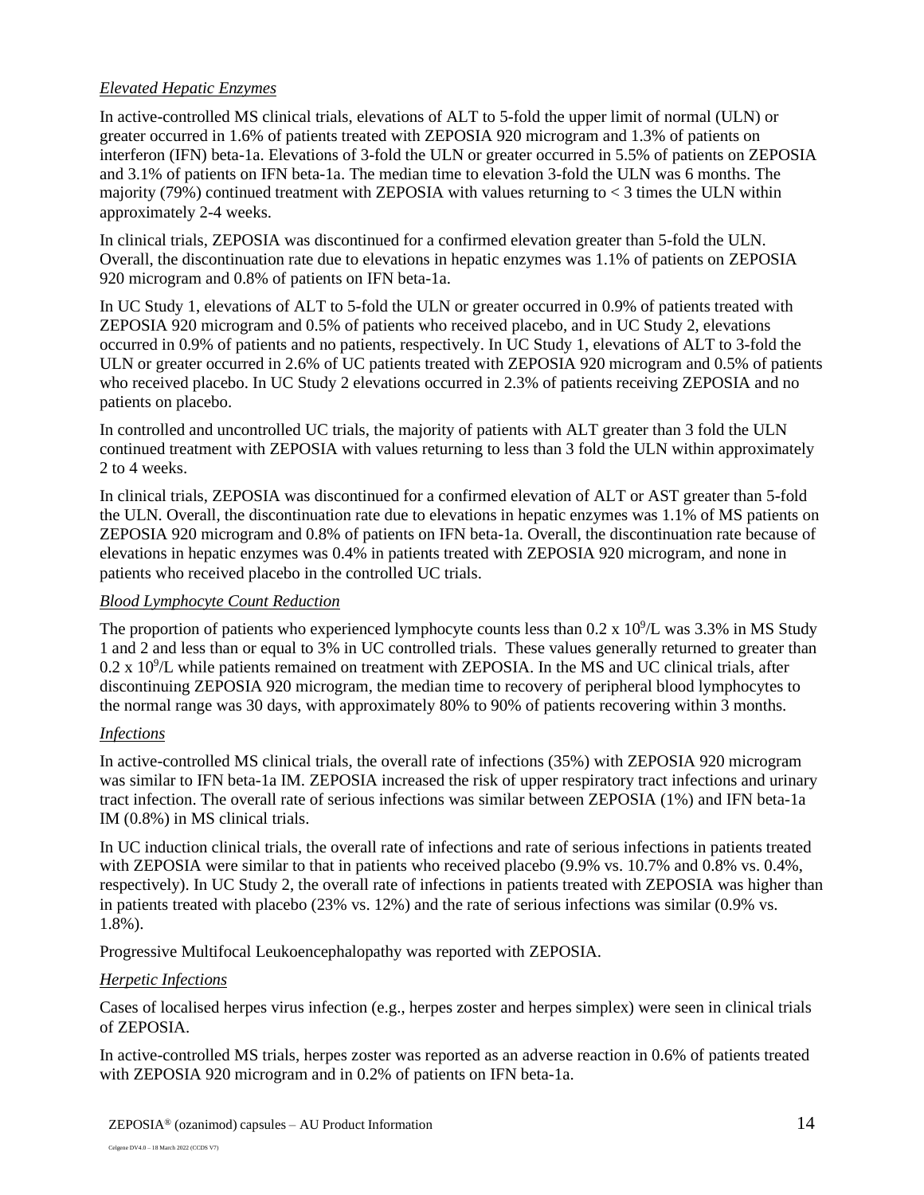*Elevated Hepatic Enzymes*

In active-controlled MS clinical trials, elevations of ALT to 5-fold the upper limit of normal (ULN) or greater occurred in 1.6% of patients treated with ZEPOSIA 920 microgram and 1.3% of patients on interferon (IFN) beta-1a. Elevations of 3-fold the ULN or greater occurred in 5.5% of patients on ZEPOSIA and 3.1% of patients on IFN beta-1a. The median time to elevation 3-fold the ULN was 6 months. The majority (79%) continued treatment with ZEPOSIA with values returning to < 3 times the ULN within approximately 2-4 weeks.

In clinical trials, ZEPOSIA was discontinued for a confirmed elevation greater than 5-fold the ULN. Overall, the discontinuation rate due to elevations in hepatic enzymes was 1.1% of patients on ZEPOSIA 920 microgram and 0.8% of patients on IFN beta-1a.

In UC Study 1, elevations of ALT to 5-fold the ULN or greater occurred in 0.9% of patients treated with ZEPOSIA 920 microgram and 0.5% of patients who received placebo, and in UC Study 2, elevations occurred in 0.9% of patients and no patients, respectively. In UC Study 1, elevations of ALT to 3-fold the ULN or greater occurred in 2.6% of UC patients treated with ZEPOSIA 920 microgram and 0.5% of patients who received placebo. In UC Study 2 elevations occurred in 2.3% of patients receiving ZEPOSIA and no patients on placebo.

In controlled and uncontrolled UC trials, the majority of patients with ALT greater than 3 fold the ULN continued treatment with ZEPOSIA with values returning to less than 3 fold the ULN within approximately 2 to 4 weeks.

In clinical trials, ZEPOSIA was discontinued for a confirmed elevation of ALT or AST greater than 5-fold the ULN. Overall, the discontinuation rate due to elevations in hepatic enzymes was 1.1% of MS patients on ZEPOSIA 920 microgram and 0.8% of patients on IFN beta-1a. Overall, the discontinuation rate because of elevations in hepatic enzymes was 0.4% in patients treated with ZEPOSIA 920 microgram, and none in patients who received placebo in the controlled UC trials.

*Blood Lymphocyte Count Reduction*

The proportion of patients who experienced lymphocyte counts less than $0.2 \times 10^9$/L was 3.3% in MS Study 1 and 2 and less than or equal to 3% in UC controlled trials. These values generally returned to greater than $0.2 \times 10^9$/L while patients remained on treatment with ZEPOSIA. In the MS and UC clinical trials, after discontinuing ZEPOSIA 920 microgram, the median time to recovery of peripheral blood lymphocytes to the normal range was 30 days, with approximately 80% to 90% of patients recovering within 3 months.

*Infections*

In active-controlled MS clinical trials, the overall rate of infections (35%) with ZEPOSIA 920 microgram was similar to IFN beta-1a IM. ZEPOSIA increased the risk of upper respiratory tract infections and urinary tract infection. The overall rate of serious infections was similar between ZEPOSIA (1%) and IFN beta-1a IM (0.8%) in MS clinical trials.

In UC induction clinical trials, the overall rate of infections and rate of serious infections in patients treated with ZEPOSIA were similar to that in patients who received placebo (9.9% vs. 10.7% and 0.8% vs. 0.4%, respectively). In UC Study 2, the overall rate of infections in patients treated with ZEPOSIA was higher than in patients treated with placebo (23% vs. 12%) and the rate of serious infections was similar (0.9% vs. 1.8%).

Progressive Multifocal Leukoencephalopathy was reported with ZEPOSIA.

*Herpetic Infections*

Cases of localised herpes virus infection (e.g., herpes zoster and herpes simplex) were seen in clinical trials of ZEPOSIA.

In active-controlled MS trials, herpes zoster was reported as an adverse reaction in 0.6% of patients treated with ZEPOSIA 920 microgram and in 0.2% of patients on IFN beta-1a.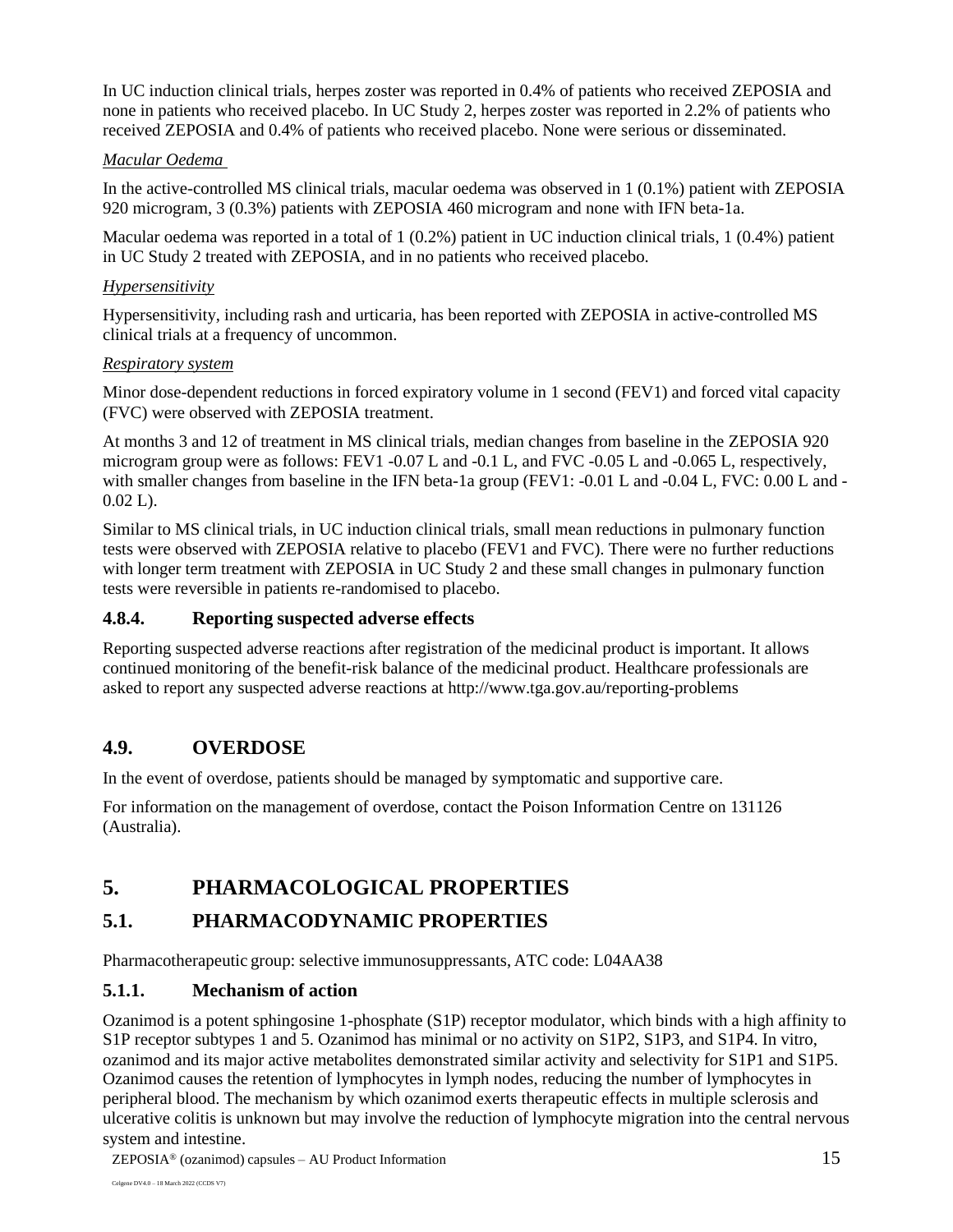In UC induction clinical trials, herpes zoster was reported in 0.4% of patients who received ZEPOSIA and none in patients who received placebo. In UC Study 2, herpes zoster was reported in 2.2% of patients who received ZEPOSIA and 0.4% of patients who received placebo. None were serious or disseminated.

*Macular Oedema*

In the active-controlled MS clinical trials, macular oedema was observed in 1 (0.1%) patient with ZEPOSIA 920 microgram, 3 (0.3%) patients with ZEPOSIA 460 microgram and none with IFN beta-1a.

Macular oedema was reported in a total of 1 (0.2%) patient in UC induction clinical trials, 1 (0.4%) patient in UC Study 2 treated with ZEPOSIA, and in no patients who received placebo.

*Hypersensitivity*

Hypersensitivity, including rash and urticaria, has been reported with ZEPOSIA in active-controlled MS clinical trials at a frequency of uncommon.

*Respiratory system*

Minor dose-dependent reductions in forced expiratory volume in 1 second (FEV1) and forced vital capacity (FVC) were observed with ZEPOSIA treatment.

At months 3 and 12 of treatment in MS clinical trials, median changes from baseline in the ZEPOSIA 920 microgram group were as follows: FEV1 -0.07 L and -0.1 L, and FVC -0.05 L and -0.065 L, respectively, with smaller changes from baseline in the IFN beta-1a group (FEV1: -0.01 L and -0.04 L, FVC: 0.00 L and -0.02 L).

Similar to MS clinical trials, in UC induction clinical trials, small mean reductions in pulmonary function tests were observed with ZEPOSIA relative to placebo (FEV1 and FVC). There were no further reductions with longer term treatment with ZEPOSIA in UC Study 2 and these small changes in pulmonary function tests were reversible in patients re-randomised to placebo.

### 4.8.4. Reporting suspected adverse effects

Reporting suspected adverse reactions after registration of the medicinal product is important. It allows continued monitoring of the benefit-risk balance of the medicinal product. Healthcare professionals are asked to report any suspected adverse reactions at http://www.tga.gov.au/reporting-problems

## 4.9. OVERDOSE

In the event of overdose, patients should be managed by symptomatic and supportive care.

For information on the management of overdose, contact the Poison Information Centre on 131126 (Australia).

# 5. PHARMACOLOGICAL PROPERTIES

## 5.1. PHARMACODYNAMIC PROPERTIES

Pharmacotherapeutic group: selective immunosuppressants, ATC code: L04AA38

### 5.1.1. Mechanism of action

Ozanimod is a potent sphingosine 1-phosphate (S1P) receptor modulator, which binds with a high affinity to S1P receptor subtypes 1 and 5. Ozanimod has minimal or no activity on S1P2, S1P3, and S1P4. In vitro, ozanimod and its major active metabolites demonstrated similar activity and selectivity for S1P1 and S1P5. Ozanimod causes the retention of lymphocytes in lymph nodes, reducing the number of lymphocytes in peripheral blood. The mechanism by which ozanimod exerts therapeutic effects in multiple sclerosis and ulcerative colitis is unknown but may involve the reduction of lymphocyte migration into the central nervous system and intestine.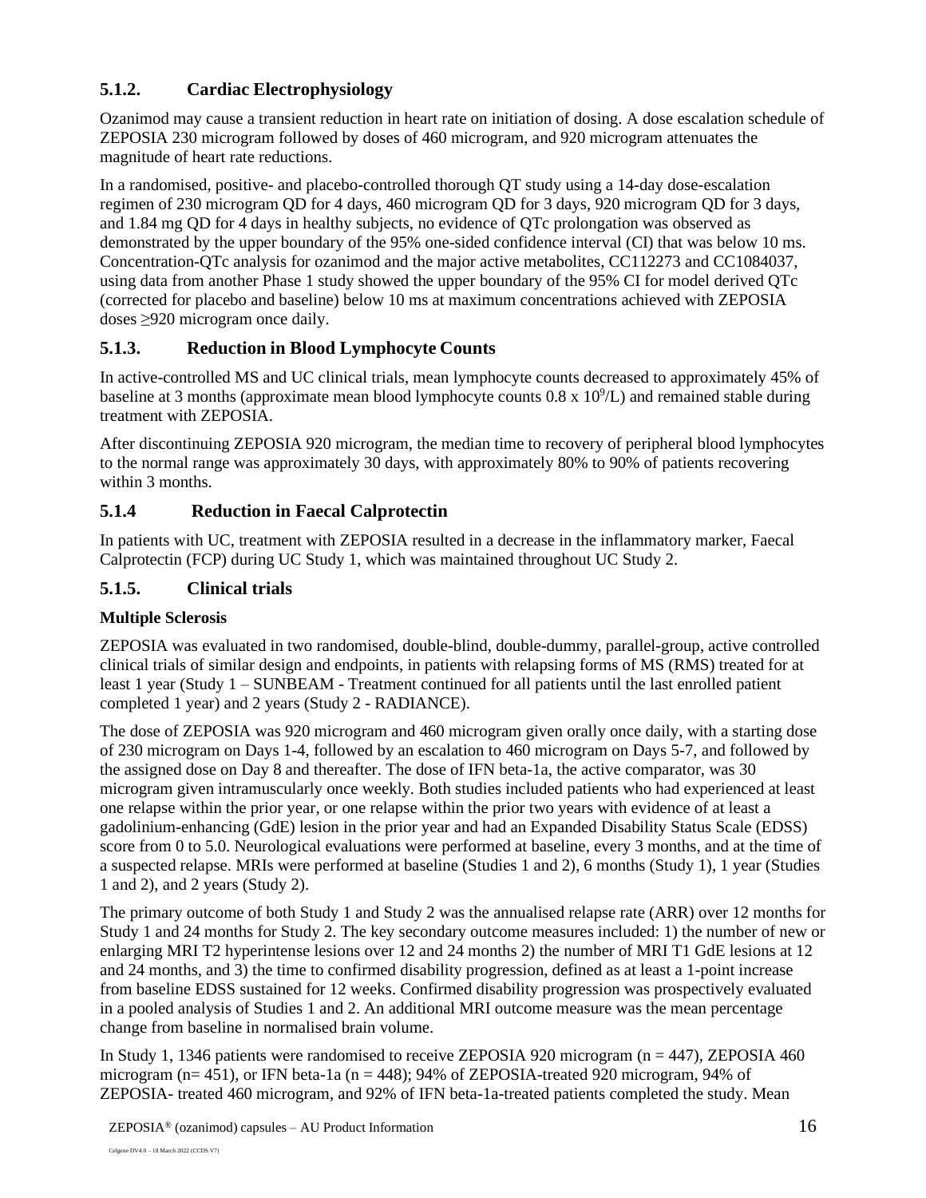### 5.1.2. Cardiac Electrophysiology

Ozanimod may cause a transient reduction in heart rate on initiation of dosing. A dose escalation schedule of ZEPOSIA 230 microgram followed by doses of 460 microgram, and 920 microgram attenuates the magnitude of heart rate reductions.

In a randomised, positive- and placebo-controlled thorough QT study using a 14-day dose-escalation regimen of 230 microgram QD for 4 days, 460 microgram QD for 3 days, 920 microgram QD for 3 days, and 1.84 mg QD for 4 days in healthy subjects, no evidence of QTc prolongation was observed as demonstrated by the upper boundary of the 95% one-sided confidence interval (CI) that was below 10 ms. Concentration-QTc analysis for ozanimod and the major active metabolites, CC112273 and CC1084037, using data from another Phase 1 study showed the upper boundary of the 95% CI for model derived QTc (corrected for placebo and baseline) below 10 ms at maximum concentrations achieved with ZEPOSIA doses ≥920 microgram once daily.

### 5.1.3. Reduction in Blood Lymphocyte Counts

In active-controlled MS and UC clinical trials, mean lymphocyte counts decreased to approximately 45% of baseline at 3 months (approximate mean blood lymphocyte counts 0.8 x $10^9$/L) and remained stable during treatment with ZEPOSIA.

After discontinuing ZEPOSIA 920 microgram, the median time to recovery of peripheral blood lymphocytes to the normal range was approximately 30 days, with approximately 80% to 90% of patients recovering within 3 months.

### 5.1.4 Reduction in Faecal Calprotectin

In patients with UC, treatment with ZEPOSIA resulted in a decrease in the inflammatory marker, Faecal Calprotectin (FCP) during UC Study 1, which was maintained throughout UC Study 2.

### 5.1.5. Clinical trials

**Multiple Sclerosis**

ZEPOSIA was evaluated in two randomised, double-blind, double-dummy, parallel-group, active controlled clinical trials of similar design and endpoints, in patients with relapsing forms of MS (RMS) treated for at least 1 year (Study 1 – SUNBEAM - Treatment continued for all patients until the last enrolled patient completed 1 year) and 2 years (Study 2 - RADIANCE).

The dose of ZEPOSIA was 920 microgram and 460 microgram given orally once daily, with a starting dose of 230 microgram on Days 1-4, followed by an escalation to 460 microgram on Days 5-7, and followed by the assigned dose on Day 8 and thereafter. The dose of IFN beta-1a, the active comparator, was 30 microgram given intramuscularly once weekly. Both studies included patients who had experienced at least one relapse within the prior year, or one relapse within the prior two years with evidence of at least a gadolinium-enhancing (GdE) lesion in the prior year and had an Expanded Disability Status Scale (EDSS) score from 0 to 5.0. Neurological evaluations were performed at baseline, every 3 months, and at the time of a suspected relapse. MRIs were performed at baseline (Studies 1 and 2), 6 months (Study 1), 1 year (Studies 1 and 2), and 2 years (Study 2).

The primary outcome of both Study 1 and Study 2 was the annualised relapse rate (ARR) over 12 months for Study 1 and 24 months for Study 2. The key secondary outcome measures included: 1) the number of new or enlarging MRI T2 hyperintense lesions over 12 and 24 months 2) the number of MRI T1 GdE lesions at 12 and 24 months, and 3) the time to confirmed disability progression, defined as at least a 1-point increase from baseline EDSS sustained for 12 weeks. Confirmed disability progression was prospectively evaluated in a pooled analysis of Studies 1 and 2. An additional MRI outcome measure was the mean percentage change from baseline in normalised brain volume.

In Study 1, 1346 patients were randomised to receive ZEPOSIA 920 microgram (n = 447), ZEPOSIA 460 microgram (n= 451), or IFN beta-1a (n = 448); 94% of ZEPOSIA-treated 920 microgram, 94% of ZEPOSIA- treated 460 microgram, and 92% of IFN beta-1a-treated patients completed the study. Mean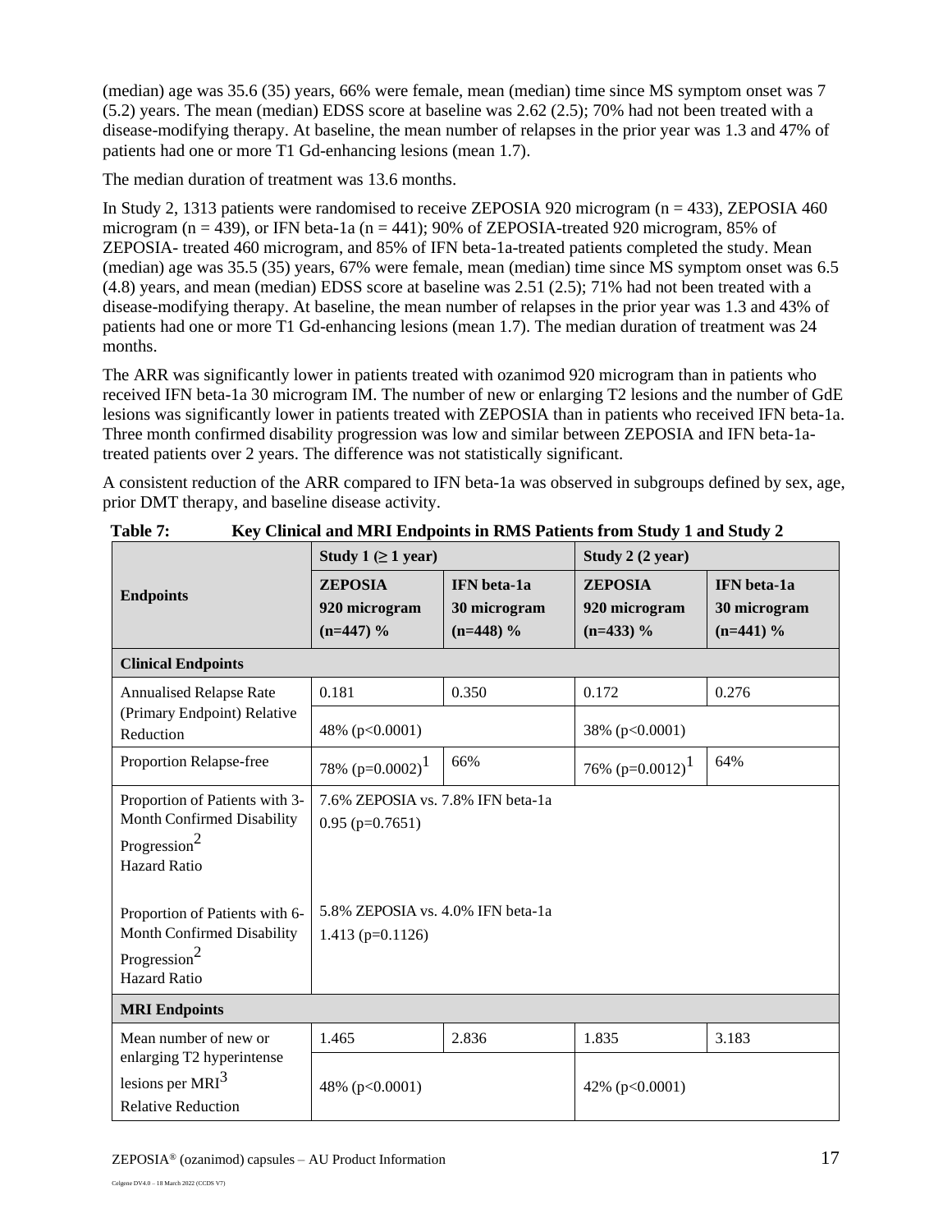(median) age was 35.6 (35) years, 66% were female, mean (median) time since MS symptom onset was 7 (5.2) years. The mean (median) EDSS score at baseline was 2.62 (2.5); 70% had not been treated with a disease-modifying therapy. At baseline, the mean number of relapses in the prior year was 1.3 and 47% of patients had one or more T1 Gd-enhancing lesions (mean 1.7).

The median duration of treatment was 13.6 months.

In Study 2, 1313 patients were randomised to receive ZEPOSIA 920 microgram (n = 433), ZEPOSIA 460 microgram (n = 439), or IFN beta-1a (n = 441); 90% of ZEPOSIA-treated 920 microgram, 85% of ZEPOSIA- treated 460 microgram, and 85% of IFN beta-1a-treated patients completed the study. Mean (median) age was 35.5 (35) years, 67% were female, mean (median) time since MS symptom onset was 6.5 (4.8) years, and mean (median) EDSS score at baseline was 2.51 (2.5); 71% had not been treated with a disease-modifying therapy. At baseline, the mean number of relapses in the prior year was 1.3 and 43% of patients had one or more T1 Gd-enhancing lesions (mean 1.7). The median duration of treatment was 24 months.

The ARR was significantly lower in patients treated with ozanimod 920 microgram than in patients who received IFN beta-1a 30 microgram IM. The number of new or enlarging T2 lesions and the number of GdE lesions was significantly lower in patients treated with ZEPOSIA than in patients who received IFN beta-1a. Three month confirmed disability progression was low and similar between ZEPOSIA and IFN beta-1a-treated patients over 2 years. The difference was not statistically significant.

A consistent reduction of the ARR compared to IFN beta-1a was observed in subgroups defined by sex, age, prior DMT therapy, and baseline disease activity.

**Table 7: Key Clinical and MRI Endpoints in RMS Patients from Study 1 and Study 2**

| Endpoints | Study 1 (≥ 1 year) | | Study 2 (2 year) | |
|---|---|---|---|---|
| | **ZEPOSIA 920 microgram (n=447) %** | **IFN beta-1a 30 microgram (n=448) %** | **ZEPOSIA 920 microgram (n=433) %** | **IFN beta-1a 30 microgram (n=441) %** |
| **Clinical Endpoints** | | | | |
| Annualised Relapse Rate (Primary Endpoint) | 0.181 | 0.350 | 0.172 | 0.276 |
| Relative Reduction | 48% ($p<0.0001$) | | 38% ($p<0.0001$) | |
| Proportion Relapse-free | 78% ($p=0.0002$)[1] | 66% | 76% ($p=0.0012$)[1] | 64% |
| Proportion of Patients with 3-Month Confirmed Disability Progression[2] Hazard Ratio | 7.6% ZEPOSIA vs. 7.8% IFN beta-1a 0.95 ($p=0.7651$) | | | |
| Proportion of Patients with 6-Month Confirmed Disability Progression[2] Hazard Ratio | 5.8% ZEPOSIA vs. 4.0% IFN beta-1a 1.413 ($p=0.1126$) | | | |
| **MRI Endpoints** | | | | |
| Mean number of new or enlarging T2 hyperintense lesions per MRI[3] | 1.465 | 2.836 | 1.835 | 3.183 |
| Relative Reduction | 48% ($p<0.0001$) | | 42% ($p<0.0001$) | |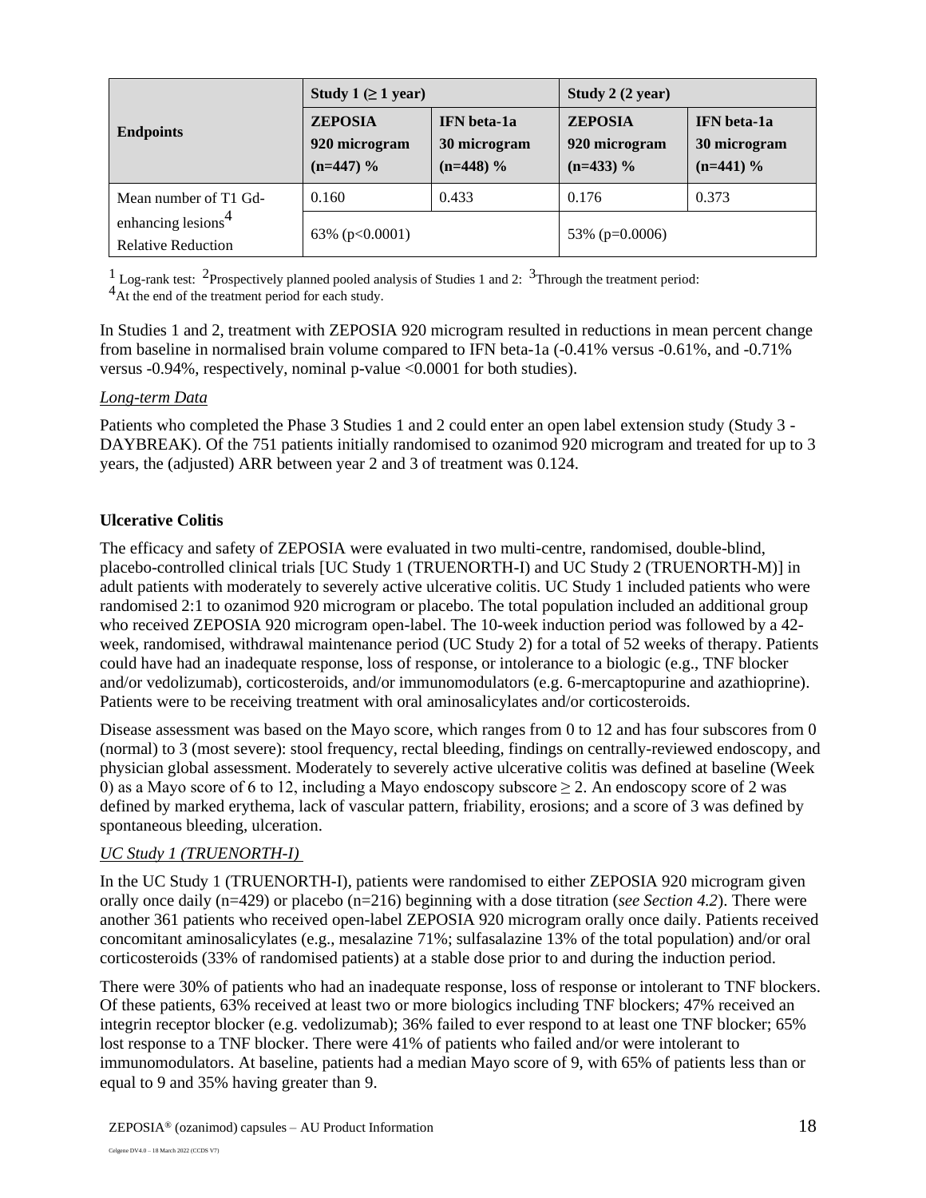| Endpoints | Study 1 (≥ 1 year) | | Study 2 (2 year) | |
|---|---|---|---|---|
| | ZEPOSIA 920 microgram (n=447) % | IFN beta-1a 30 microgram (n=448) % | ZEPOSIA 920 microgram (n=433) % | IFN beta-1a 30 microgram (n=441) % |
| Mean number of T1 Gd-enhancing lesions[4] | 0.160 | 0.433 | 0.176 | 0.373 |
| Relative Reduction | 63% ($p<0.0001$) | | 53% ($p=0.0006$) | |

[1] Log-rank test: [2]Prospectively planned pooled analysis of Studies 1 and 2: [3]Through the treatment period:
[4]At the end of the treatment period for each study.

In Studies 1 and 2, treatment with ZEPOSIA 920 microgram resulted in reductions in mean percent change from baseline in normalised brain volume compared to IFN beta-1a (-0.41% versus -0.61%, and -0.71% versus -0.94%, respectively, nominal p-value <0.0001 for both studies).

*Long-term Data*

Patients who completed the Phase 3 Studies 1 and 2 could enter an open label extension study (Study 3 - DAYBREAK). Of the 751 patients initially randomised to ozanimod 920 microgram and treated for up to 3 years, the (adjusted) ARR between year 2 and 3 of treatment was 0.124.

**Ulcerative Colitis**

The efficacy and safety of ZEPOSIA were evaluated in two multi-centre, randomised, double-blind, placebo-controlled clinical trials [UC Study 1 (TRUENORTH-I) and UC Study 2 (TRUENORTH-M)] in adult patients with moderately to severely active ulcerative colitis. UC Study 1 included patients who were randomised 2:1 to ozanimod 920 microgram or placebo. The total population included an additional group who received ZEPOSIA 920 microgram open-label. The 10-week induction period was followed by a 42-week, randomised, withdrawal maintenance period (UC Study 2) for a total of 52 weeks of therapy. Patients could have had an inadequate response, loss of response, or intolerance to a biologic (e.g., TNF blocker and/or vedolizumab), corticosteroids, and/or immunomodulators (e.g. 6-mercaptopurine and azathioprine). Patients were to be receiving treatment with oral aminosalicylates and/or corticosteroids.

Disease assessment was based on the Mayo score, which ranges from 0 to 12 and has four subscores from 0 (normal) to 3 (most severe): stool frequency, rectal bleeding, findings on centrally-reviewed endoscopy, and physician global assessment. Moderately to severely active ulcerative colitis was defined at baseline (Week 0) as a Mayo score of 6 to 12, including a Mayo endoscopy subscore ≥ 2. An endoscopy score of 2 was defined by marked erythema, lack of vascular pattern, friability, erosions; and a score of 3 was defined by spontaneous bleeding, ulceration.

*UC Study 1 (TRUENORTH-I)*

In the UC Study 1 (TRUENORTH-I), patients were randomised to either ZEPOSIA 920 microgram given orally once daily (n=429) or placebo (n=216) beginning with a dose titration (*see Section 4.2*). There were another 361 patients who received open-label ZEPOSIA 920 microgram orally once daily. Patients received concomitant aminosalicylates (e.g., mesalazine 71%; sulfasalazine 13% of the total population) and/or oral corticosteroids (33% of randomised patients) at a stable dose prior to and during the induction period.

There were 30% of patients who had an inadequate response, loss of response or intolerant to TNF blockers. Of these patients, 63% received at least two or more biologics including TNF blockers; 47% received an integrin receptor blocker (e.g. vedolizumab); 36% failed to ever respond to at least one TNF blocker; 65% lost response to a TNF blocker. There were 41% of patients who failed and/or were intolerant to immunomodulators. At baseline, patients had a median Mayo score of 9, with 65% of patients less than or equal to 9 and 35% having greater than 9.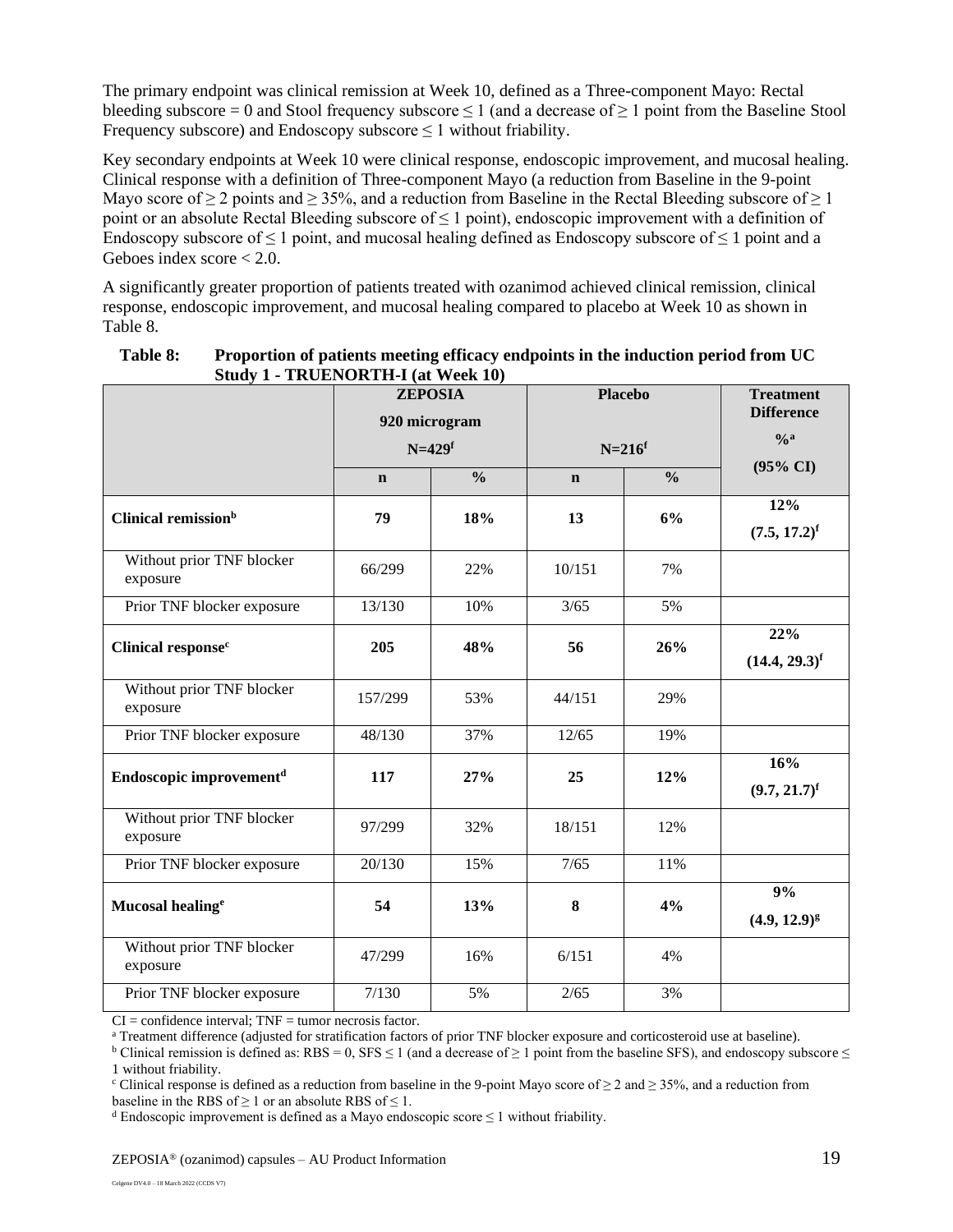The primary endpoint was clinical remission at Week 10, defined as a Three-component Mayo: Rectal bleeding subscore = 0 and Stool frequency subscore ≤ 1 (and a decrease of ≥ 1 point from the Baseline Stool Frequency subscore) and Endoscopy subscore ≤ 1 without friability.

Key secondary endpoints at Week 10 were clinical response, endoscopic improvement, and mucosal healing. Clinical response with a definition of Three-component Mayo (a reduction from Baseline in the 9-point Mayo score of ≥ 2 points and ≥ 35%, and a reduction from Baseline in the Rectal Bleeding subscore of ≥ 1 point or an absolute Rectal Bleeding subscore of ≤ 1 point), endoscopic improvement with a definition of Endoscopy subscore of ≤ 1 point, and mucosal healing defined as Endoscopy subscore of ≤ 1 point and a Geboes index score < 2.0.

A significantly greater proportion of patients treated with ozanimod achieved clinical remission, clinical response, endoscopic improvement, and mucosal healing compared to placebo at Week 10 as shown in Table 8.

**Table 8: Proportion of patients meeting efficacy endpoints in the induction period from UC Study 1 - TRUENORTH-I (at Week 10)**

| | ZEPOSIA 920 microgram N=429[f] | | Placebo N=216[f] | | Treatment Difference %[a] (95% CI) |
|---|---|---|---|---|---|
| | **n** | **%** | **n** | **%** | |
| **Clinical remission[b]** | **79** | **18%** | **13** | **6%** | **12% (7.5, 17.2)[f]** |
| Without prior TNF blocker exposure | 66/299 | 22% | 10/151 | 7% | |
| Prior TNF blocker exposure | 13/130 | 10% | 3/65 | 5% | |
| **Clinical response[c]** | **205** | **48%** | **56** | **26%** | **22% (14.4, 29.3)[f]** |
| Without prior TNF blocker exposure | 157/299 | 53% | 44/151 | 29% | |
| Prior TNF blocker exposure | 48/130 | 37% | 12/65 | 19% | |
| **Endoscopic improvement[d]** | **117** | **27%** | **25** | **12%** | **16% (9.7, 21.7)[f]** |
| Without prior TNF blocker exposure | 97/299 | 32% | 18/151 | 12% | |
| Prior TNF blocker exposure | 20/130 | 15% | 7/65 | 11% | |
| **Mucosal healing[e]** | **54** | **13%** | **8** | **4%** | **9% (4.9, 12.9)[g]** |
| Without prior TNF blocker exposure | 47/299 | 16% | 6/151 | 4% | |
| Prior TNF blocker exposure | 7/130 | 5% | 2/65 | 3% | |

CI = confidence interval; TNF = tumor necrosis factor.

[a] Treatment difference (adjusted for stratification factors of prior TNF blocker exposure and corticosteroid use at baseline).

[b] Clinical remission is defined as: RBS = 0, SFS ≤ 1 (and a decrease of ≥ 1 point from the baseline SFS), and endoscopy subscore ≤ 1 without friability.

[c] Clinical response is defined as a reduction from baseline in the 9-point Mayo score of ≥ 2 and ≥ 35%, and a reduction from baseline in the RBS of ≥ 1 or an absolute RBS of ≤ 1.

[d] Endoscopic improvement is defined as a Mayo endoscopic score ≤ 1 without friability.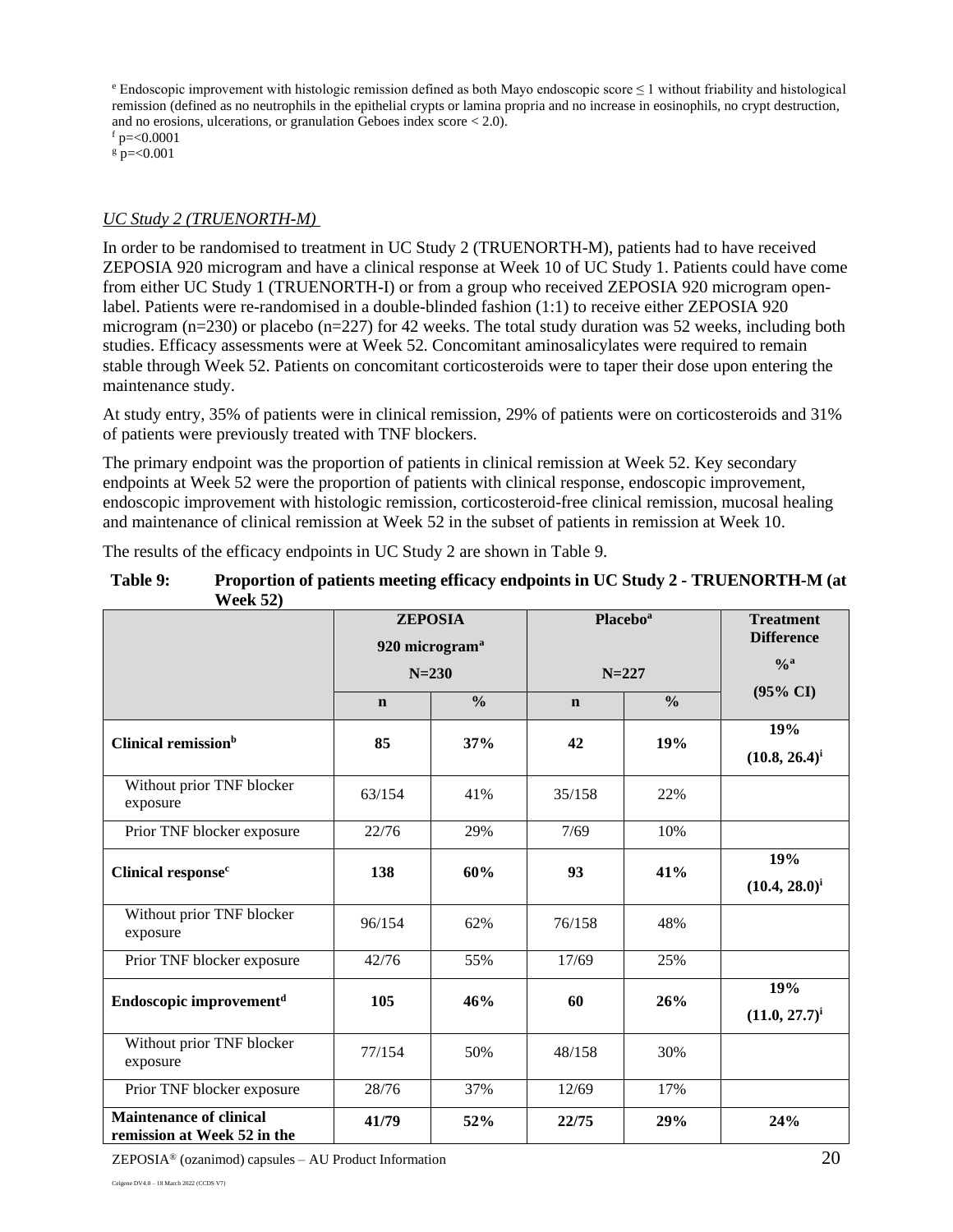[e] Endoscopic improvement with histologic remission defined as both Mayo endoscopic score ≤ 1 without friability and histological remission (defined as no neutrophils in the epithelial crypts or lamina propria and no increase in eosinophils, no crypt destruction, and no erosions, ulcerations, or granulation Geboes index score < 2.0).

[f] p=<0.0001

[g] p=<0.001

*UC Study 2 (TRUENORTH-M)*

In order to be randomised to treatment in UC Study 2 (TRUENORTH-M), patients had to have received ZEPOSIA 920 microgram and have a clinical response at Week 10 of UC Study 1. Patients could have come from either UC Study 1 (TRUENORTH-I) or from a group who received ZEPOSIA 920 microgram open-label. Patients were re-randomised in a double-blinded fashion (1:1) to receive either ZEPOSIA 920 microgram (n=230) or placebo (n=227) for 42 weeks. The total study duration was 52 weeks, including both studies. Efficacy assessments were at Week 52. Concomitant aminosalicylates were required to remain stable through Week 52. Patients on concomitant corticosteroids were to taper their dose upon entering the maintenance study.

At study entry, 35% of patients were in clinical remission, 29% of patients were on corticosteroids and 31% of patients were previously treated with TNF blockers.

The primary endpoint was the proportion of patients in clinical remission at Week 52. Key secondary endpoints at Week 52 were the proportion of patients with clinical response, endoscopic improvement, endoscopic improvement with histologic remission, corticosteroid-free clinical remission, mucosal healing and maintenance of clinical remission at Week 52 in the subset of patients in remission at Week 10.

The results of the efficacy endpoints in UC Study 2 are shown in Table 9.

**Table 9: Proportion of patients meeting efficacy endpoints in UC Study 2 - TRUENORTH-M (at Week 52)**

| | **ZEPOSIA 920 microgram[a] N=230** | | **Placebo[a] N=227** | | **Treatment Difference %[a] (95% CI)** |
|---|---|---|---|---|---|
| | **n** | **%** | **n** | **%** | |
| **Clinical remission[b]** | **85** | **37%** | **42** | **19%** | **19% (10.8, 26.4)[i]** |
| Without prior TNF blocker exposure | 63/154 | 41% | 35/158 | 22% | |
| Prior TNF blocker exposure | 22/76 | 29% | 7/69 | 10% | |
| **Clinical response[c]** | **138** | **60%** | **93** | **41%** | **19% (10.4, 28.0)[i]** |
| Without prior TNF blocker exposure | 96/154 | 62% | 76/158 | 48% | |
| Prior TNF blocker exposure | 42/76 | 55% | 17/69 | 25% | |
| **Endoscopic improvement[d]** | **105** | **46%** | **60** | **26%** | **19% (11.0, 27.7)[i]** |
| Without prior TNF blocker exposure | 77/154 | 50% | 48/158 | 30% | |
| Prior TNF blocker exposure | 28/76 | 37% | 12/69 | 17% | |
| **Maintenance of clinical remission at Week 52 in the** | **41/79** | **52%** | **22/75** | **29%** | **24%** |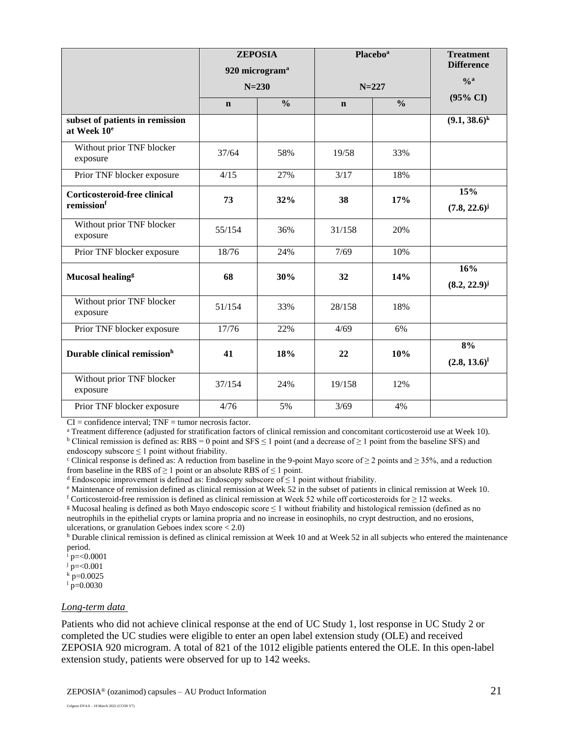| | ZEPOSIA 920 microgram[a] N=230 | | Placebo[a] N=227 | | Treatment Difference %[a] (95% CI) |
|---|---|---|---|---|---|
| | n | % | n | % | |
| **subset of patients in remission at Week 10[e]** | | | | | **(9.1, 38.6)[k]** |
| Without prior TNF blocker exposure | 37/64 | 58% | 19/58 | 33% | |
| Prior TNF blocker exposure | 4/15 | 27% | 3/17 | 18% | |
| **Corticosteroid-free clinical remission[f]** | **73** | **32%** | **38** | **17%** | **15% (7.8, 22.6)[j]** |
| Without prior TNF blocker exposure | 55/154 | 36% | 31/158 | 20% | |
| Prior TNF blocker exposure | 18/76 | 24% | 7/69 | 10% | |
| **Mucosal healing[g]** | **68** | **30%** | **32** | **14%** | **16% (8.2, 22.9)[j]** |
| Without prior TNF blocker exposure | 51/154 | 33% | 28/158 | 18% | |
| Prior TNF blocker exposure | 17/76 | 22% | 4/69 | 6% | |
| **Durable clinical remission[h]** | **41** | **18%** | **22** | **10%** | **8% (2.8, 13.6)[l]** |
| Without prior TNF blocker exposure | 37/154 | 24% | 19/158 | 12% | |
| Prior TNF blocker exposure | 4/76 | 5% | 3/69 | 4% | |

CI = confidence interval; TNF = tumor necrosis factor.

[a] Treatment difference (adjusted for stratification factors of clinical remission and concomitant corticosteroid use at Week 10).

[b] Clinical remission is defined as: RBS = 0 point and SFS ≤ 1 point (and a decrease of ≥ 1 point from the baseline SFS) and endoscopy subscore ≤ 1 point without friability.

[c] Clinical response is defined as: A reduction from baseline in the 9-point Mayo score of ≥ 2 points and ≥ 35%, and a reduction from baseline in the RBS of ≥ 1 point or an absolute RBS of ≤ 1 point.

[d] Endoscopic improvement is defined as: Endoscopy subscore of ≤ 1 point without friability.

[e] Maintenance of remission defined as clinical remission at Week 52 in the subset of patients in clinical remission at Week 10.

[f] Corticosteroid-free remission is defined as clinical remission at Week 52 while off corticosteroids for ≥ 12 weeks.

[g] Mucosal healing is defined as both Mayo endoscopic score ≤ 1 without friability and histological remission (defined as no neutrophils in the epithelial crypts or lamina propria and no increase in eosinophils, no crypt destruction, and no erosions, ulcerations, or granulation Geboes index score < 2.0)

[h] Durable clinical remission is defined as clinical remission at Week 10 and at Week 52 in all subjects who entered the maintenance period.

[i] p=<0.0001

[j] p=<0.001

[k] p=0.0025

[l] p=0.0030

*Long-term data*

Patients who did not achieve clinical response at the end of UC Study 1, lost response in UC Study 2 or completed the UC studies were eligible to enter an open label extension study (OLE) and received ZEPOSIA 920 microgram. A total of 821 of the 1012 eligible patients entered the OLE. In this open-label extension study, patients were observed for up to 142 weeks.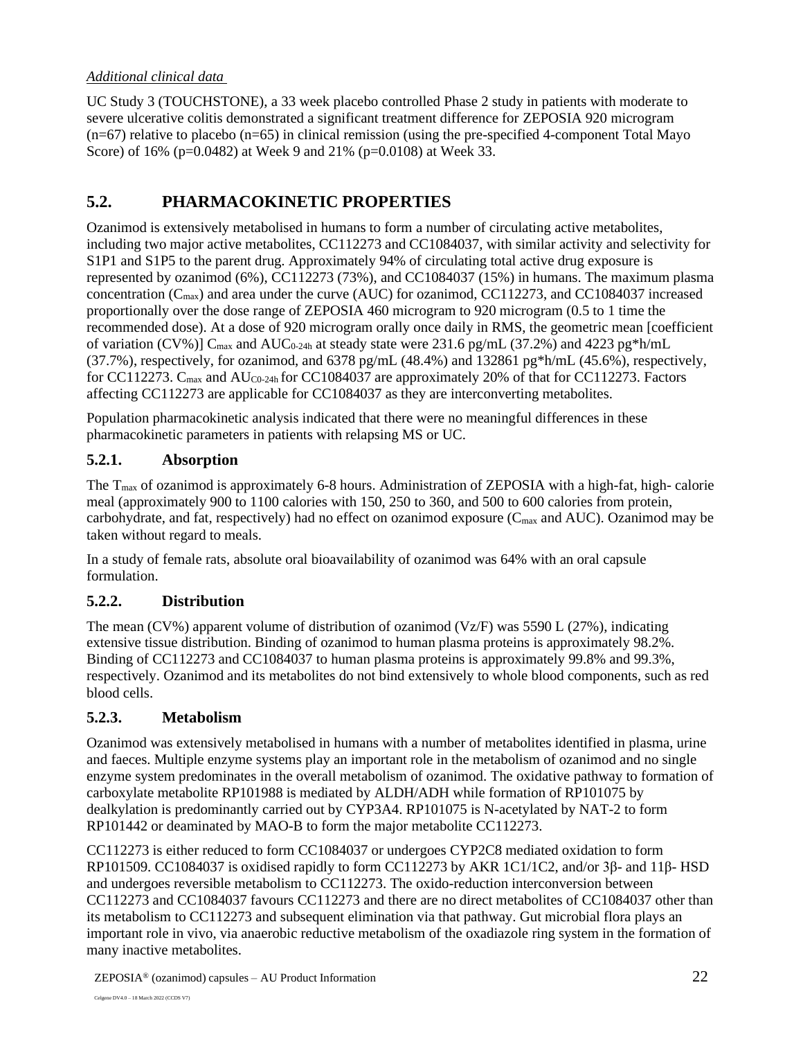*Additional clinical data*

UC Study 3 (TOUCHSTONE), a 33 week placebo controlled Phase 2 study in patients with moderate to severe ulcerative colitis demonstrated a significant treatment difference for ZEPOSIA 920 microgram (n=67) relative to placebo (n=65) in clinical remission (using the pre-specified 4-component Total Mayo Score) of 16% (p=0.0482) at Week 9 and 21% (p=0.0108) at Week 33.

## 5.2. PHARMACOKINETIC PROPERTIES

Ozanimod is extensively metabolised in humans to form a number of circulating active metabolites, including two major active metabolites, CC112273 and CC1084037, with similar activity and selectivity for S1P1 and S1P5 to the parent drug. Approximately 94% of circulating total active drug exposure is represented by ozanimod (6%), CC112273 (73%), and CC1084037 (15%) in humans. The maximum plasma concentration ($C_{max}$) and area under the curve (AUC) for ozanimod, CC112273, and CC1084037 increased proportionally over the dose range of ZEPOSIA 460 microgram to 920 microgram (0.5 to 1 time the recommended dose). At a dose of 920 microgram orally once daily in RMS, the geometric mean [coefficient of variation (CV%)] $C_{max}$ and $AUC_{0\text{-}24h}$ at steady state were 231.6 pg/mL (37.2%) and 4223 pg*h/mL (37.7%), respectively, for ozanimod, and 6378 pg/mL (48.4%) and 132861 pg*h/mL (45.6%), respectively, for CC112273. $C_{max}$ and $AU_{C0\text{-}24h}$ for CC1084037 are approximately 20% of that for CC112273. Factors affecting CC112273 are applicable for CC1084037 as they are interconverting metabolites.

Population pharmacokinetic analysis indicated that there were no meaningful differences in these pharmacokinetic parameters in patients with relapsing MS or UC.

### 5.2.1. Absorption

The $T_{max}$ of ozanimod is approximately 6-8 hours. Administration of ZEPOSIA with a high-fat, high- calorie meal (approximately 900 to 1100 calories with 150, 250 to 360, and 500 to 600 calories from protein, carbohydrate, and fat, respectively) had no effect on ozanimod exposure ($C_{max}$ and AUC). Ozanimod may be taken without regard to meals.

In a study of female rats, absolute oral bioavailability of ozanimod was 64% with an oral capsule formulation.

### 5.2.2. Distribution

The mean (CV%) apparent volume of distribution of ozanimod (Vz/F) was 5590 L (27%), indicating extensive tissue distribution. Binding of ozanimod to human plasma proteins is approximately 98.2%. Binding of CC112273 and CC1084037 to human plasma proteins is approximately 99.8% and 99.3%, respectively. Ozanimod and its metabolites do not bind extensively to whole blood components, such as red blood cells.

### 5.2.3. Metabolism

Ozanimod was extensively metabolised in humans with a number of metabolites identified in plasma, urine and faeces. Multiple enzyme systems play an important role in the metabolism of ozanimod and no single enzyme system predominates in the overall metabolism of ozanimod. The oxidative pathway to formation of carboxylate metabolite RP101988 is mediated by ALDH/ADH while formation of RP101075 by dealkylation is predominantly carried out by CYP3A4. RP101075 is N-acetylated by NAT-2 to form RP101442 or deaminated by MAO-B to form the major metabolite CC112273.

CC112273 is either reduced to form CC1084037 or undergoes CYP2C8 mediated oxidation to form RP101509. CC1084037 is oxidised rapidly to form CC112273 by AKR 1C1/1C2, and/or 3β- and 11β- HSD and undergoes reversible metabolism to CC112273. The oxido-reduction interconversion between CC112273 and CC1084037 favours CC112273 and there are no direct metabolites of CC1084037 other than its metabolism to CC112273 and subsequent elimination via that pathway. Gut microbial flora plays an important role in vivo, via anaerobic reductive metabolism of the oxadiazole ring system in the formation of many inactive metabolites.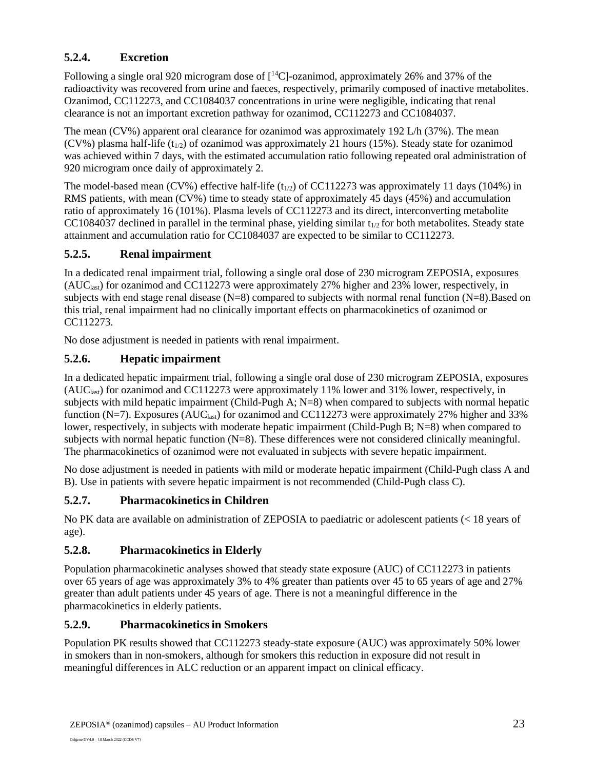### 5.2.4. Excretion

Following a single oral 920 microgram dose of [$^{14}$C]-ozanimod, approximately 26% and 37% of the radioactivity was recovered from urine and faeces, respectively, primarily composed of inactive metabolites. Ozanimod, CC112273, and CC1084037 concentrations in urine were negligible, indicating that renal clearance is not an important excretion pathway for ozanimod, CC112273 and CC1084037.

The mean (CV%) apparent oral clearance for ozanimod was approximately 192 L/h (37%). The mean (CV%) plasma half-life ($t_{1/2}$) of ozanimod was approximately 21 hours (15%). Steady state for ozanimod was achieved within 7 days, with the estimated accumulation ratio following repeated oral administration of 920 microgram once daily of approximately 2.

The model-based mean (CV%) effective half-life ($t_{1/2}$) of CC112273 was approximately 11 days (104%) in RMS patients, with mean (CV%) time to steady state of approximately 45 days (45%) and accumulation ratio of approximately 16 (101%). Plasma levels of CC112273 and its direct, interconverting metabolite CC1084037 declined in parallel in the terminal phase, yielding similar $t_{1/2}$ for both metabolites. Steady state attainment and accumulation ratio for CC1084037 are expected to be similar to CC112273.

### 5.2.5. Renal impairment

In a dedicated renal impairment trial, following a single oral dose of 230 microgram ZEPOSIA, exposures ($AUC_{last}$) for ozanimod and CC112273 were approximately 27% higher and 23% lower, respectively, in subjects with end stage renal disease (N=8) compared to subjects with normal renal function (N=8).Based on this trial, renal impairment had no clinically important effects on pharmacokinetics of ozanimod or CC112273.

No dose adjustment is needed in patients with renal impairment.

### 5.2.6. Hepatic impairment

In a dedicated hepatic impairment trial, following a single oral dose of 230 microgram ZEPOSIA, exposures ($AUC_{last}$) for ozanimod and CC112273 were approximately 11% lower and 31% lower, respectively, in subjects with mild hepatic impairment (Child-Pugh A; N=8) when compared to subjects with normal hepatic function (N=7). Exposures ($AUC_{last}$) for ozanimod and CC112273 were approximately 27% higher and 33% lower, respectively, in subjects with moderate hepatic impairment (Child-Pugh B; N=8) when compared to subjects with normal hepatic function (N=8). These differences were not considered clinically meaningful. The pharmacokinetics of ozanimod were not evaluated in subjects with severe hepatic impairment.

No dose adjustment is needed in patients with mild or moderate hepatic impairment (Child-Pugh class A and B). Use in patients with severe hepatic impairment is not recommended (Child-Pugh class C).

### 5.2.7. Pharmacokinetics in Children

No PK data are available on administration of ZEPOSIA to paediatric or adolescent patients (< 18 years of age).

### 5.2.8. Pharmacokinetics in Elderly

Population pharmacokinetic analyses showed that steady state exposure (AUC) of CC112273 in patients over 65 years of age was approximately 3% to 4% greater than patients over 45 to 65 years of age and 27% greater than adult patients under 45 years of age. There is not a meaningful difference in the pharmacokinetics in elderly patients.

### 5.2.9. Pharmacokinetics in Smokers

Population PK results showed that CC112273 steady-state exposure (AUC) was approximately 50% lower in smokers than in non-smokers, although for smokers this reduction in exposure did not result in meaningful differences in ALC reduction or an apparent impact on clinical efficacy.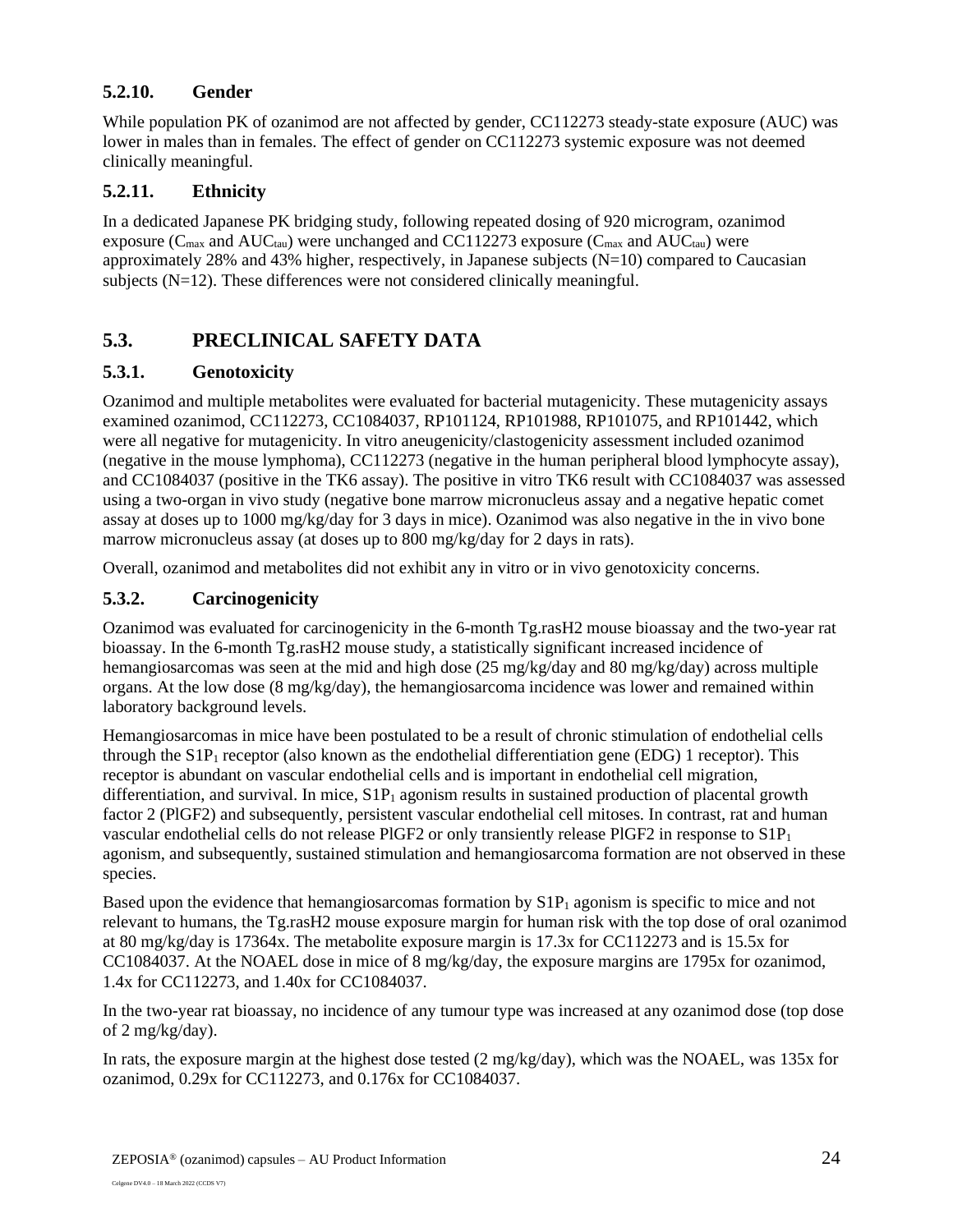### 5.2.10. Gender

While population PK of ozanimod are not affected by gender, CC112273 steady-state exposure (AUC) was lower in males than in females. The effect of gender on CC112273 systemic exposure was not deemed clinically meaningful.

### 5.2.11. Ethnicity

In a dedicated Japanese PK bridging study, following repeated dosing of 920 microgram, ozanimod exposure ($C_{max}$ and $AUC_{tau}$) were unchanged and CC112273 exposure ($C_{max}$ and $AUC_{tau}$) were approximately 28% and 43% higher, respectively, in Japanese subjects (N=10) compared to Caucasian subjects (N=12). These differences were not considered clinically meaningful.

## 5.3. PRECLINICAL SAFETY DATA

### 5.3.1. Genotoxicity

Ozanimod and multiple metabolites were evaluated for bacterial mutagenicity. These mutagenicity assays examined ozanimod, CC112273, CC1084037, RP101124, RP101988, RP101075, and RP101442, which were all negative for mutagenicity. In vitro aneugenicity/clastogenicity assessment included ozanimod (negative in the mouse lymphoma), CC112273 (negative in the human peripheral blood lymphocyte assay), and CC1084037 (positive in the TK6 assay). The positive in vitro TK6 result with CC1084037 was assessed using a two-organ in vivo study (negative bone marrow micronucleus assay and a negative hepatic comet assay at doses up to 1000 mg/kg/day for 3 days in mice). Ozanimod was also negative in the in vivo bone marrow micronucleus assay (at doses up to 800 mg/kg/day for 2 days in rats).

Overall, ozanimod and metabolites did not exhibit any in vitro or in vivo genotoxicity concerns.

### 5.3.2. Carcinogenicity

Ozanimod was evaluated for carcinogenicity in the 6-month Tg.rasH2 mouse bioassay and the two-year rat bioassay. In the 6-month Tg.rasH2 mouse study, a statistically significant increased incidence of hemangiosarcomas was seen at the mid and high dose (25 mg/kg/day and 80 mg/kg/day) across multiple organs. At the low dose (8 mg/kg/day), the hemangiosarcoma incidence was lower and remained within laboratory background levels.

Hemangiosarcomas in mice have been postulated to be a result of chronic stimulation of endothelial cells through the $S1P_1$ receptor (also known as the endothelial differentiation gene (EDG) 1 receptor). This receptor is abundant on vascular endothelial cells and is important in endothelial cell migration, differentiation, and survival. In mice, $S1P_1$ agonism results in sustained production of placental growth factor 2 (PlGF2) and subsequently, persistent vascular endothelial cell mitoses. In contrast, rat and human vascular endothelial cells do not release PlGF2 or only transiently release PlGF2 in response to $S1P_1$ agonism, and subsequently, sustained stimulation and hemangiosarcoma formation are not observed in these species.

Based upon the evidence that hemangiosarcomas formation by $S1P_1$ agonism is specific to mice and not relevant to humans, the Tg.rasH2 mouse exposure margin for human risk with the top dose of oral ozanimod at 80 mg/kg/day is 17364x. The metabolite exposure margin is 17.3x for CC112273 and is 15.5x for CC1084037. At the NOAEL dose in mice of 8 mg/kg/day, the exposure margins are 1795x for ozanimod, 1.4x for CC112273, and 1.40x for CC1084037.

In the two-year rat bioassay, no incidence of any tumour type was increased at any ozanimod dose (top dose of 2 mg/kg/day).

In rats, the exposure margin at the highest dose tested (2 mg/kg/day), which was the NOAEL, was 135x for ozanimod, 0.29x for CC112273, and 0.176x for CC1084037.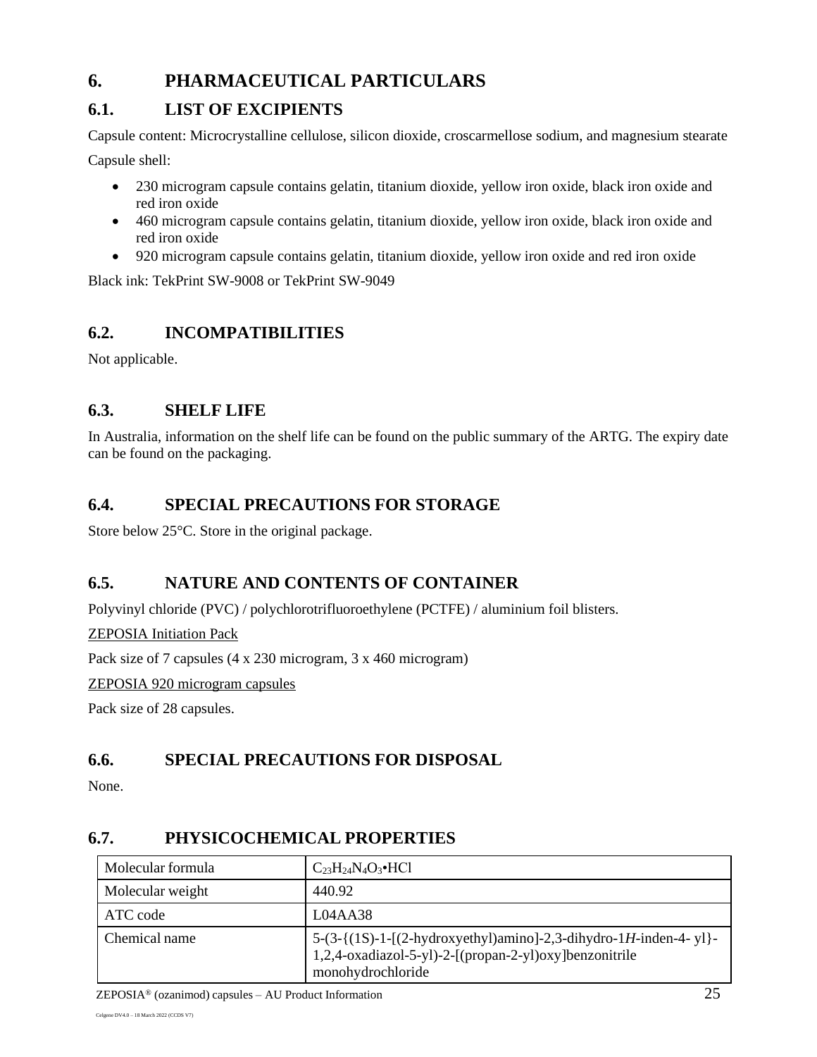# 6. PHARMACEUTICAL PARTICULARS

## 6.1. LIST OF EXCIPIENTS

Capsule content: Microcrystalline cellulose, silicon dioxide, croscarmellose sodium, and magnesium stearate

Capsule shell:

- 230 microgram capsule contains gelatin, titanium dioxide, yellow iron oxide, black iron oxide and red iron oxide
- 460 microgram capsule contains gelatin, titanium dioxide, yellow iron oxide, black iron oxide and red iron oxide
- 920 microgram capsule contains gelatin, titanium dioxide, yellow iron oxide and red iron oxide

Black ink: TekPrint SW-9008 or TekPrint SW-9049

## 6.2. INCOMPATIBILITIES

Not applicable.

## 6.3. SHELF LIFE

In Australia, information on the shelf life can be found on the public summary of the ARTG. The expiry date can be found on the packaging.

## 6.4. SPECIAL PRECAUTIONS FOR STORAGE

Store below 25°C. Store in the original package.

## 6.5. NATURE AND CONTENTS OF CONTAINER

Polyvinyl chloride (PVC) / polychlorotrifluoroethylene (PCTFE) / aluminium foil blisters.

ZEPOSIA Initiation Pack

Pack size of 7 capsules (4 x 230 microgram, 3 x 460 microgram)

ZEPOSIA 920 microgram capsules

Pack size of 28 capsules.

## 6.6. SPECIAL PRECAUTIONS FOR DISPOSAL

None.

## 6.7. PHYSICOCHEMICAL PROPERTIES

| | |
|---|---|
| Molecular formula | $C_{23}H_{24}N_4O_3$•HCl |
| Molecular weight | 440.92 |
| ATC code | L04AA38 |
| Chemical name | 5-(3-{(1S)-1-[(2-hydroxyethyl)amino]-2,3-dihydro-1*H*-inden-4- yl}-1,2,4-oxadiazol-5-yl)-2-[(propan-2-yl)oxy]benzonitrile monohydrochloride |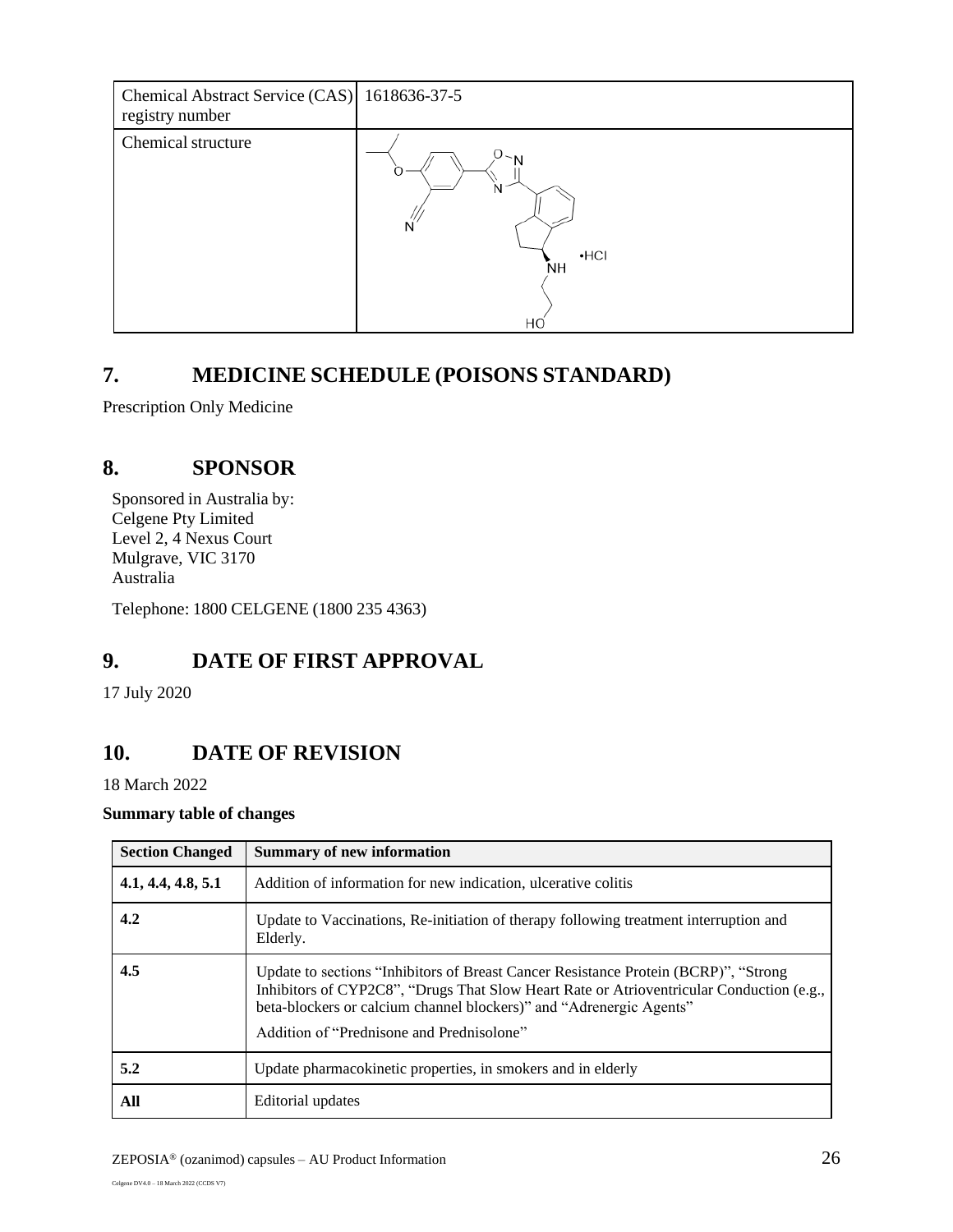| | |
|---|---|
| Chemical Abstract Service (CAS) registry number | 1618636-37-5 |
| Chemical structure | •HCl |

## 7. MEDICINE SCHEDULE (POISONS STANDARD)

Prescription Only Medicine

## 8. SPONSOR

Sponsored in Australia by:
Celgene Pty Limited
Level 2, 4 Nexus Court
Mulgrave, VIC 3170
Australia

Telephone: 1800 CELGENE (1800 235 4363)

## 9. DATE OF FIRST APPROVAL

17 July 2020

## 10. DATE OF REVISION

18 March 2022

**Summary table of changes**

| Section Changed | Summary of new information |
|---|---|
| **4.1, 4.4, 4.8, 5.1** | Addition of information for new indication, ulcerative colitis |
| **4.2** | Update to Vaccinations, Re-initiation of therapy following treatment interruption and Elderly. |
| **4.5** | Update to sections "Inhibitors of Breast Cancer Resistance Protein (BCRP)", "Strong Inhibitors of CYP2C8", "Drugs That Slow Heart Rate or Atrioventricular Conduction (e.g., beta-blockers or calcium channel blockers)" and "Adrenergic Agents"<br>Addition of "Prednisone and Prednisolone" |
| **5.2** | Update pharmacokinetic properties, in smokers and in elderly |
| **All** | Editorial updates |